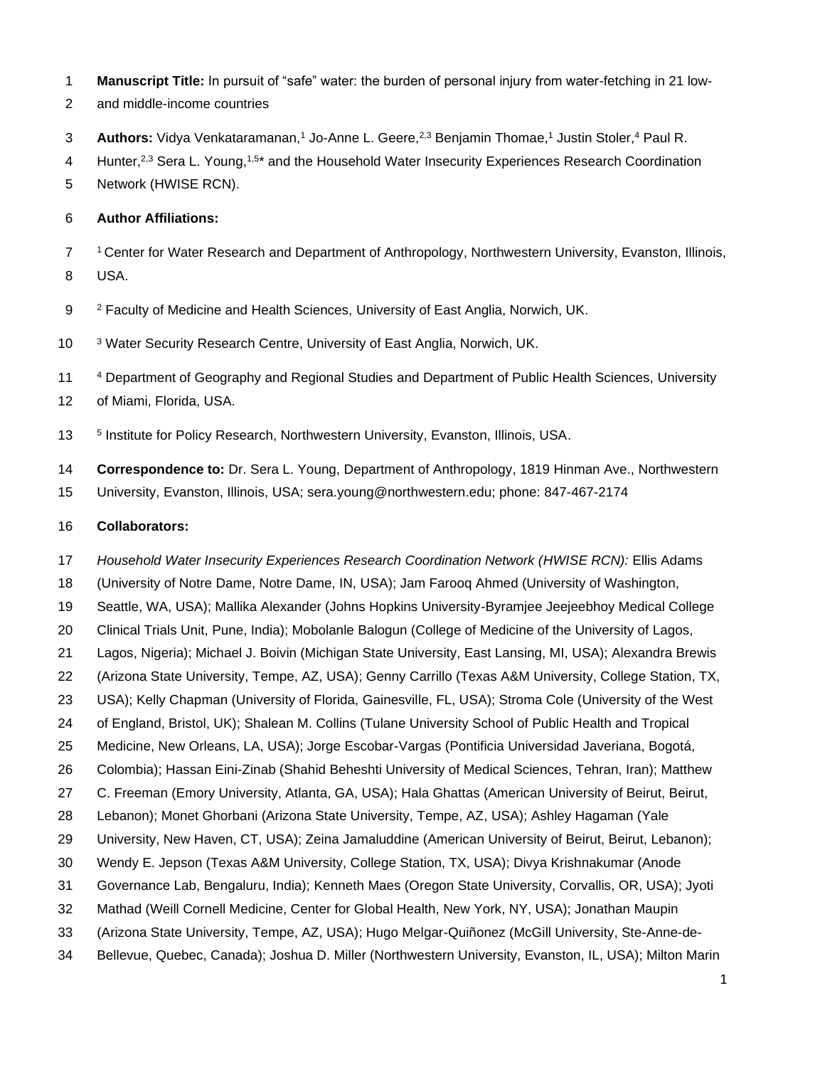**Manuscript Title:** In pursuit of "safe" water: the burden of personal injury from water-fetching in 21 low- and middle-income countries

**Authors:** Vidya Venkataramanan,[1] Jo-Anne L. Geere,[2,3] Benjamin Thomae,[1] Justin Stoler,[4] Paul R. Hunter,[2,3] Sera L. Young,[1,5]* and the Household Water Insecurity Experiences Research Coordination Network (HWISE RCN).

**Author Affiliations:**

[1] Center for Water Research and Department of Anthropology, Northwestern University, Evanston, Illinois, USA.

[2] Faculty of Medicine and Health Sciences, University of East Anglia, Norwich, UK.

[3] Water Security Research Centre, University of East Anglia, Norwich, UK.

[4] Department of Geography and Regional Studies and Department of Public Health Sciences, University of Miami, Florida, USA.

[5] Institute for Policy Research, Northwestern University, Evanston, Illinois, USA.

**Correspondence to:** Dr. Sera L. Young, Department of Anthropology, 1819 Hinman Ave., Northwestern University, Evanston, Illinois, USA; sera.young@northwestern.edu; phone: 847-467-2174

**Collaborators:**

*Household Water Insecurity Experiences Research Coordination Network (HWISE RCN):* Ellis Adams (University of Notre Dame, Notre Dame, IN, USA); Jam Farooq Ahmed (University of Washington, Seattle, WA, USA); Mallika Alexander (Johns Hopkins University-Byramjee Jeejeebhoy Medical College Clinical Trials Unit, Pune, India); Mobolanle Balogun (College of Medicine of the University of Lagos, Lagos, Nigeria); Michael J. Boivin (Michigan State University, East Lansing, MI, USA); Alexandra Brewis (Arizona State University, Tempe, AZ, USA); Genny Carrillo (Texas A&M University, College Station, TX, USA); Kelly Chapman (University of Florida, Gainesville, FL, USA); Stroma Cole (University of the West of England, Bristol, UK); Shalean M. Collins (Tulane University School of Public Health and Tropical Medicine, New Orleans, LA, USA); Jorge Escobar-Vargas (Pontificia Universidad Javeriana, Bogotá, Colombia); Hassan Eini-Zinab (Shahid Beheshti University of Medical Sciences, Tehran, Iran); Matthew C. Freeman (Emory University, Atlanta, GA, USA); Hala Ghattas (American University of Beirut, Beirut, Lebanon); Monet Ghorbani (Arizona State University, Tempe, AZ, USA); Ashley Hagaman (Yale University, New Haven, CT, USA); Zeina Jamaluddine (American University of Beirut, Beirut, Lebanon); Wendy E. Jepson (Texas A&M University, College Station, TX, USA); Divya Krishnakumar (Anode Governance Lab, Bengaluru, India); Kenneth Maes (Oregon State University, Corvallis, OR, USA); Jyoti Mathad (Weill Cornell Medicine, Center for Global Health, New York, NY, USA); Jonathan Maupin (Arizona State University, Tempe, AZ, USA); Hugo Melgar-Quiñonez (McGill University, Ste-Anne-de-Bellevue, Quebec, Canada); Joshua D. Miller (Northwestern University, Evanston, IL, USA); Milton Marin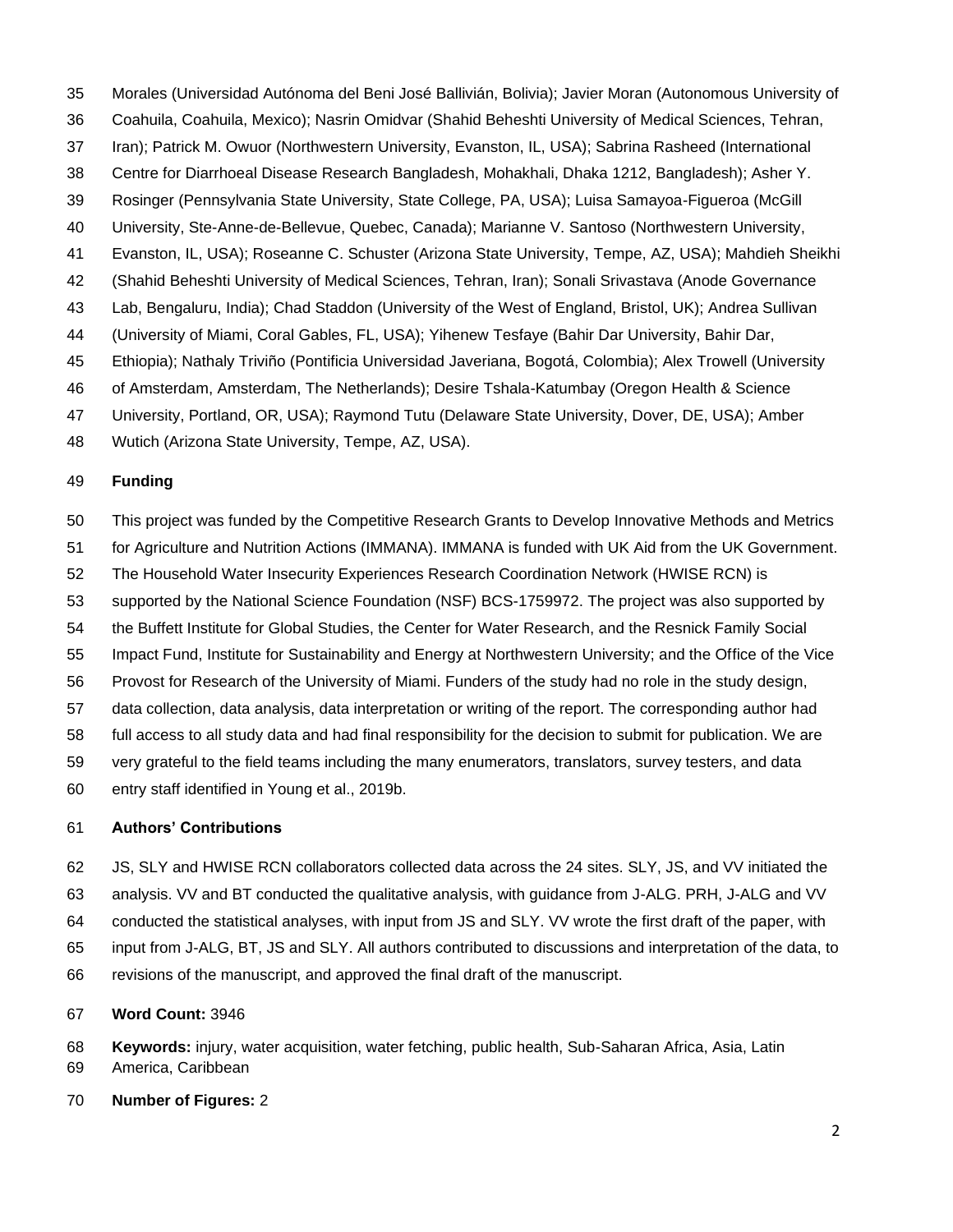Morales (Universidad Autónoma del Beni José Ballivián, Bolivia); Javier Moran (Autonomous University of Coahuila, Coahuila, Mexico); Nasrin Omidvar (Shahid Beheshti University of Medical Sciences, Tehran, Iran); Patrick M. Owuor (Northwestern University, Evanston, IL, USA); Sabrina Rasheed (International Centre for Diarrhoeal Disease Research Bangladesh, Mohakhali, Dhaka 1212, Bangladesh); Asher Y. Rosinger (Pennsylvania State University, State College, PA, USA); Luisa Samayoa-Figueroa (McGill University, Ste-Anne-de-Bellevue, Quebec, Canada); Marianne V. Santoso (Northwestern University, Evanston, IL, USA); Roseanne C. Schuster (Arizona State University, Tempe, AZ, USA); Mahdieh Sheikhi (Shahid Beheshti University of Medical Sciences, Tehran, Iran); Sonali Srivastava (Anode Governance Lab, Bengaluru, India); Chad Staddon (University of the West of England, Bristol, UK); Andrea Sullivan (University of Miami, Coral Gables, FL, USA); Yihenew Tesfaye (Bahir Dar University, Bahir Dar, Ethiopia); Nathaly Triviño (Pontificia Universidad Javeriana, Bogotá, Colombia); Alex Trowell (University of Amsterdam, Amsterdam, The Netherlands); Desire Tshala-Katumbay (Oregon Health & Science University, Portland, OR, USA); Raymond Tutu (Delaware State University, Dover, DE, USA); Amber Wutich (Arizona State University, Tempe, AZ, USA).

## Funding

This project was funded by the Competitive Research Grants to Develop Innovative Methods and Metrics for Agriculture and Nutrition Actions (IMMANA). IMMANA is funded with UK Aid from the UK Government. The Household Water Insecurity Experiences Research Coordination Network (HWISE RCN) is supported by the National Science Foundation (NSF) BCS-1759972. The project was also supported by the Buffett Institute for Global Studies, the Center for Water Research, and the Resnick Family Social Impact Fund, Institute for Sustainability and Energy at Northwestern University; and the Office of the Vice Provost for Research of the University of Miami. Funders of the study had no role in the study design, data collection, data analysis, data interpretation or writing of the report. The corresponding author had full access to all study data and had final responsibility for the decision to submit for publication. We are very grateful to the field teams including the many enumerators, translators, survey testers, and data entry staff identified in Young et al., 2019b.

## Authors' Contributions

JS, SLY and HWISE RCN collaborators collected data across the 24 sites. SLY, JS, and VV initiated the analysis. VV and BT conducted the qualitative analysis, with guidance from J-ALG. PRH, J-ALG and VV conducted the statistical analyses, with input from JS and SLY. VV wrote the first draft of the paper, with input from J-ALG, BT, JS and SLY. All authors contributed to discussions and interpretation of the data, to revisions of the manuscript, and approved the final draft of the manuscript.

**Word Count:** 3946

**Keywords:** injury, water acquisition, water fetching, public health, Sub-Saharan Africa, Asia, Latin America, Caribbean

**Number of Figures:** 2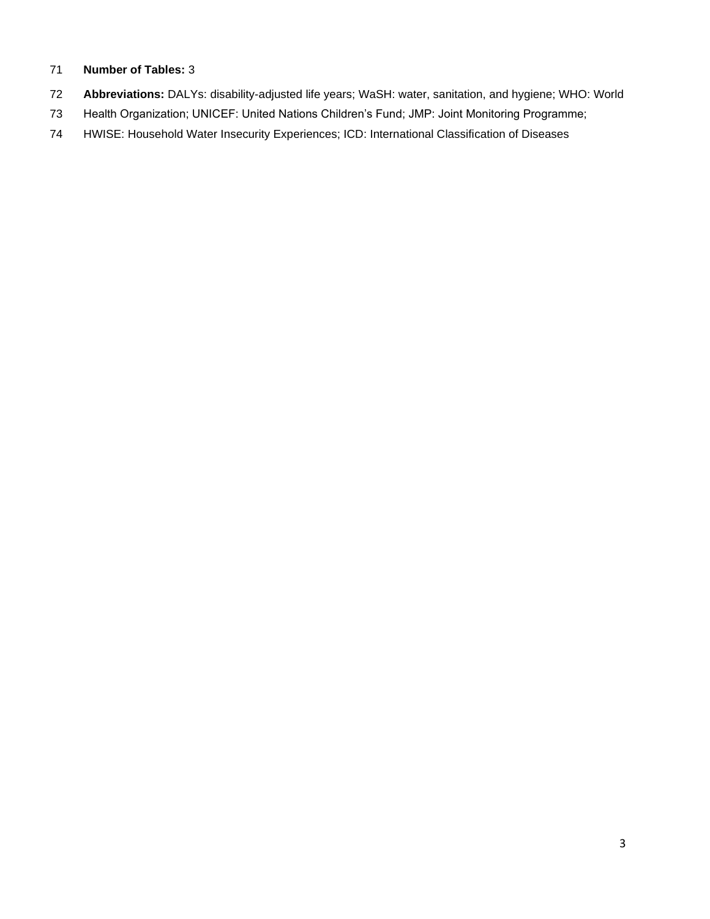**Number of Tables:** 3

**Abbreviations:** DALYs: disability-adjusted life years; WaSH: water, sanitation, and hygiene; WHO: World Health Organization; UNICEF: United Nations Children's Fund; JMP: Joint Monitoring Programme; HWISE: Household Water Insecurity Experiences; ICD: International Classification of Diseases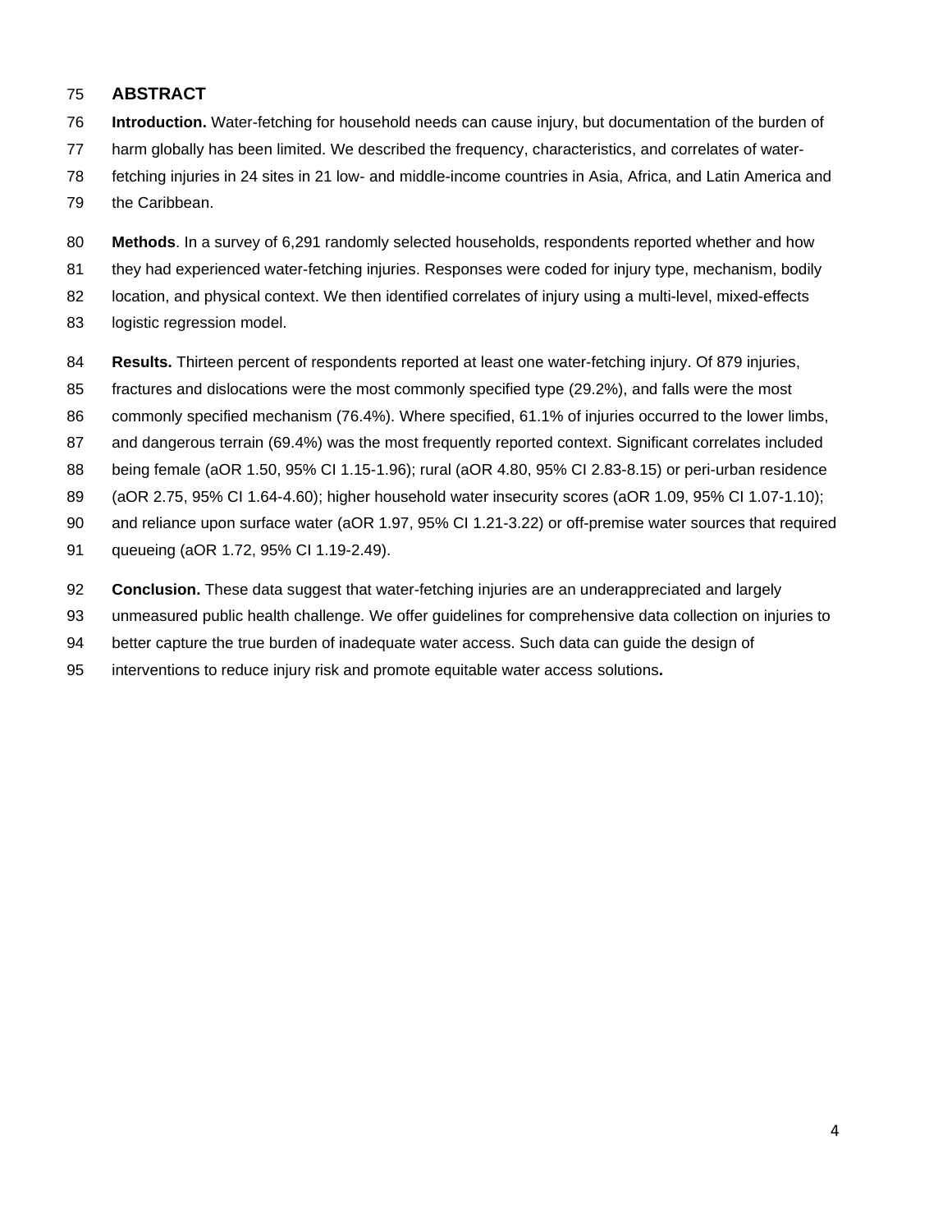## ABSTRACT

**Introduction.** Water-fetching for household needs can cause injury, but documentation of the burden of harm globally has been limited. We described the frequency, characteristics, and correlates of water-fetching injuries in 24 sites in 21 low- and middle-income countries in Asia, Africa, and Latin America and the Caribbean.

**Methods**. In a survey of 6,291 randomly selected households, respondents reported whether and how they had experienced water-fetching injuries. Responses were coded for injury type, mechanism, bodily location, and physical context. We then identified correlates of injury using a multi-level, mixed-effects logistic regression model.

**Results.** Thirteen percent of respondents reported at least one water-fetching injury. Of 879 injuries, fractures and dislocations were the most commonly specified type (29.2%), and falls were the most commonly specified mechanism (76.4%). Where specified, 61.1% of injuries occurred to the lower limbs, and dangerous terrain (69.4%) was the most frequently reported context. Significant correlates included being female (aOR 1.50, 95% CI 1.15-1.96); rural (aOR 4.80, 95% CI 2.83-8.15) or peri-urban residence (aOR 2.75, 95% CI 1.64-4.60); higher household water insecurity scores (aOR 1.09, 95% CI 1.07-1.10); and reliance upon surface water (aOR 1.97, 95% CI 1.21-3.22) or off-premise water sources that required queueing (aOR 1.72, 95% CI 1.19-2.49).

**Conclusion.** These data suggest that water-fetching injuries are an underappreciated and largely unmeasured public health challenge. We offer guidelines for comprehensive data collection on injuries to better capture the true burden of inadequate water access. Such data can guide the design of interventions to reduce injury risk and promote equitable water access solutions**.**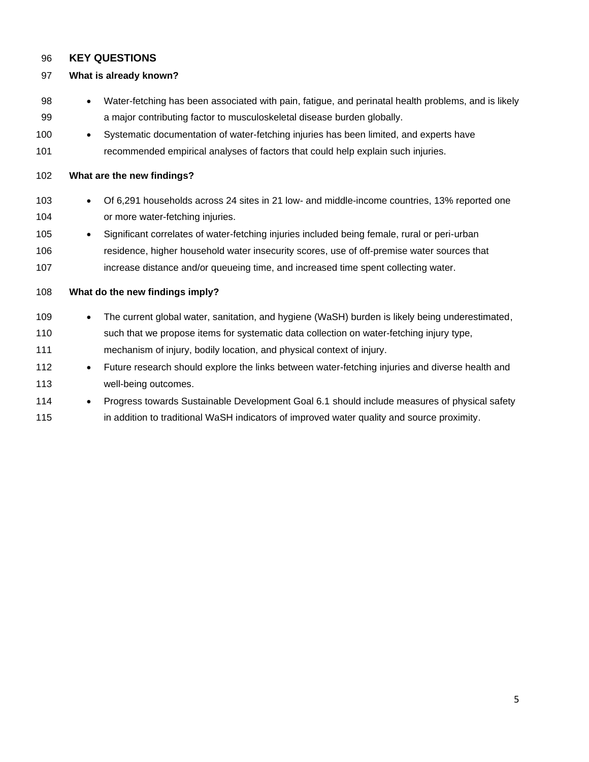## KEY QUESTIONS

### What is already known?

- Water-fetching has been associated with pain, fatigue, and perinatal health problems, and is likely a major contributing factor to musculoskeletal disease burden globally.
- Systematic documentation of water-fetching injuries has been limited, and experts have recommended empirical analyses of factors that could help explain such injuries.

### What are the new findings?

- Of 6,291 households across 24 sites in 21 low- and middle-income countries, 13% reported one or more water-fetching injuries.
- Significant correlates of water-fetching injuries included being female, rural or peri-urban residence, higher household water insecurity scores, use of off-premise water sources that increase distance and/or queueing time, and increased time spent collecting water.

### What do the new findings imply?

- The current global water, sanitation, and hygiene (WaSH) burden is likely being underestimated, such that we propose items for systematic data collection on water-fetching injury type, mechanism of injury, bodily location, and physical context of injury.
- Future research should explore the links between water-fetching injuries and diverse health and well-being outcomes.
- Progress towards Sustainable Development Goal 6.1 should include measures of physical safety in addition to traditional WaSH indicators of improved water quality and source proximity.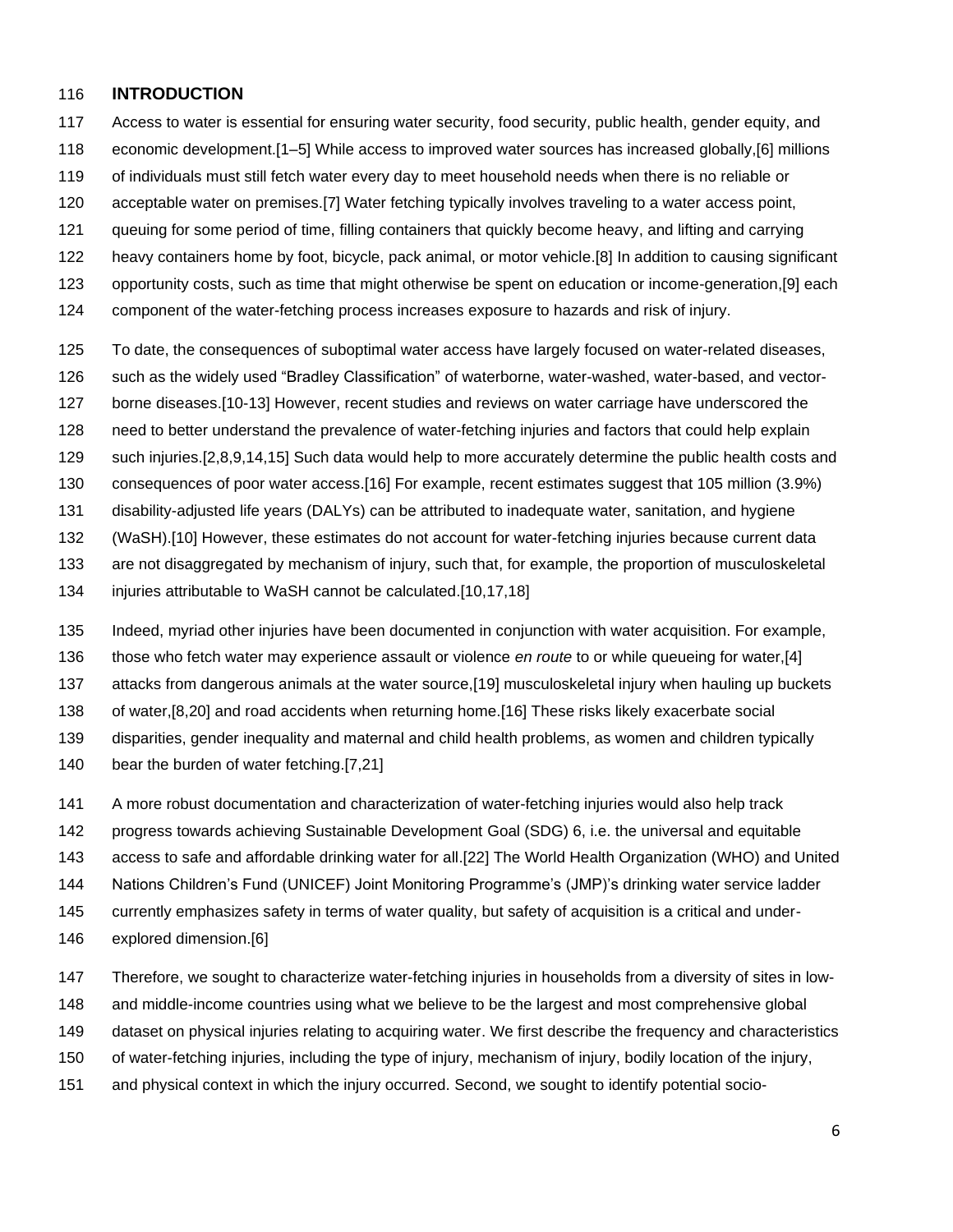## INTRODUCTION

Access to water is essential for ensuring water security, food security, public health, gender equity, and economic development.[1–5] While access to improved water sources has increased globally,[6] millions of individuals must still fetch water every day to meet household needs when there is no reliable or acceptable water on premises.[7] Water fetching typically involves traveling to a water access point, queuing for some period of time, filling containers that quickly become heavy, and lifting and carrying heavy containers home by foot, bicycle, pack animal, or motor vehicle.[8] In addition to causing significant opportunity costs, such as time that might otherwise be spent on education or income-generation,[9] each component of the water-fetching process increases exposure to hazards and risk of injury.

To date, the consequences of suboptimal water access have largely focused on water-related diseases, such as the widely used "Bradley Classification" of waterborne, water-washed, water-based, and vector-borne diseases.[10-13] However, recent studies and reviews on water carriage have underscored the need to better understand the prevalence of water-fetching injuries and factors that could help explain such injuries.[2,8,9,14,15] Such data would help to more accurately determine the public health costs and consequences of poor water access.[16] For example, recent estimates suggest that 105 million (3.9%) disability-adjusted life years (DALYs) can be attributed to inadequate water, sanitation, and hygiene (WaSH).[10] However, these estimates do not account for water-fetching injuries because current data are not disaggregated by mechanism of injury, such that, for example, the proportion of musculoskeletal injuries attributable to WaSH cannot be calculated.[10,17,18]

Indeed, myriad other injuries have been documented in conjunction with water acquisition. For example, those who fetch water may experience assault or violence *en route* to or while queueing for water,[4] attacks from dangerous animals at the water source,[19] musculoskeletal injury when hauling up buckets of water,[8,20] and road accidents when returning home.[16] These risks likely exacerbate social disparities, gender inequality and maternal and child health problems, as women and children typically bear the burden of water fetching.[7,21]

A more robust documentation and characterization of water-fetching injuries would also help track progress towards achieving Sustainable Development Goal (SDG) 6, i.e. the universal and equitable access to safe and affordable drinking water for all.[22] The World Health Organization (WHO) and United Nations Children's Fund (UNICEF) Joint Monitoring Programme's (JMP)'s drinking water service ladder currently emphasizes safety in terms of water quality, but safety of acquisition is a critical and under-explored dimension.[6]

Therefore, we sought to characterize water-fetching injuries in households from a diversity of sites in low- and middle-income countries using what we believe to be the largest and most comprehensive global dataset on physical injuries relating to acquiring water. We first describe the frequency and characteristics of water-fetching injuries, including the type of injury, mechanism of injury, bodily location of the injury, and physical context in which the injury occurred. Second, we sought to identify potential socio-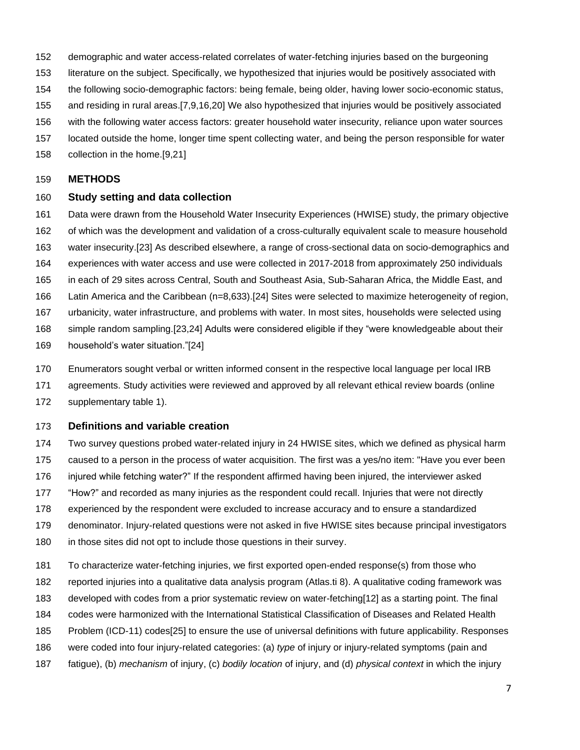demographic and water access-related correlates of water-fetching injuries based on the burgeoning literature on the subject. Specifically, we hypothesized that injuries would be positively associated with the following socio-demographic factors: being female, being older, having lower socio-economic status, and residing in rural areas.[7,9,16,20] We also hypothesized that injuries would be positively associated with the following water access factors: greater household water insecurity, reliance upon water sources located outside the home, longer time spent collecting water, and being the person responsible for water collection in the home.[9,21]

## METHODS

### Study setting and data collection

Data were drawn from the Household Water Insecurity Experiences (HWISE) study, the primary objective of which was the development and validation of a cross-culturally equivalent scale to measure household water insecurity.[23] As described elsewhere, a range of cross-sectional data on socio-demographics and experiences with water access and use were collected in 2017-2018 from approximately 250 individuals in each of 29 sites across Central, South and Southeast Asia, Sub-Saharan Africa, the Middle East, and Latin America and the Caribbean (n=8,633).[24] Sites were selected to maximize heterogeneity of region, urbanicity, water infrastructure, and problems with water. In most sites, households were selected using simple random sampling.[23,24] Adults were considered eligible if they "were knowledgeable about their household's water situation."[24]

Enumerators sought verbal or written informed consent in the respective local language per local IRB agreements. Study activities were reviewed and approved by all relevant ethical review boards (online supplementary table 1).

### Definitions and variable creation

Two survey questions probed water-related injury in 24 HWISE sites, which we defined as physical harm caused to a person in the process of water acquisition. The first was a yes/no item: "Have you ever been injured while fetching water?" If the respondent affirmed having been injured, the interviewer asked "How?" and recorded as many injuries as the respondent could recall. Injuries that were not directly experienced by the respondent were excluded to increase accuracy and to ensure a standardized denominator. Injury-related questions were not asked in five HWISE sites because principal investigators in those sites did not opt to include those questions in their survey.

To characterize water-fetching injuries, we first exported open-ended response(s) from those who reported injuries into a qualitative data analysis program (Atlas.ti 8). A qualitative coding framework was developed with codes from a prior systematic review on water-fetching[12] as a starting point. The final codes were harmonized with the International Statistical Classification of Diseases and Related Health Problem (ICD-11) codes[25] to ensure the use of universal definitions with future applicability. Responses were coded into four injury-related categories: (a) *type* of injury or injury-related symptoms (pain and fatigue), (b) *mechanism* of injury, (c) *bodily location* of injury, and (d) *physical context* in which the injury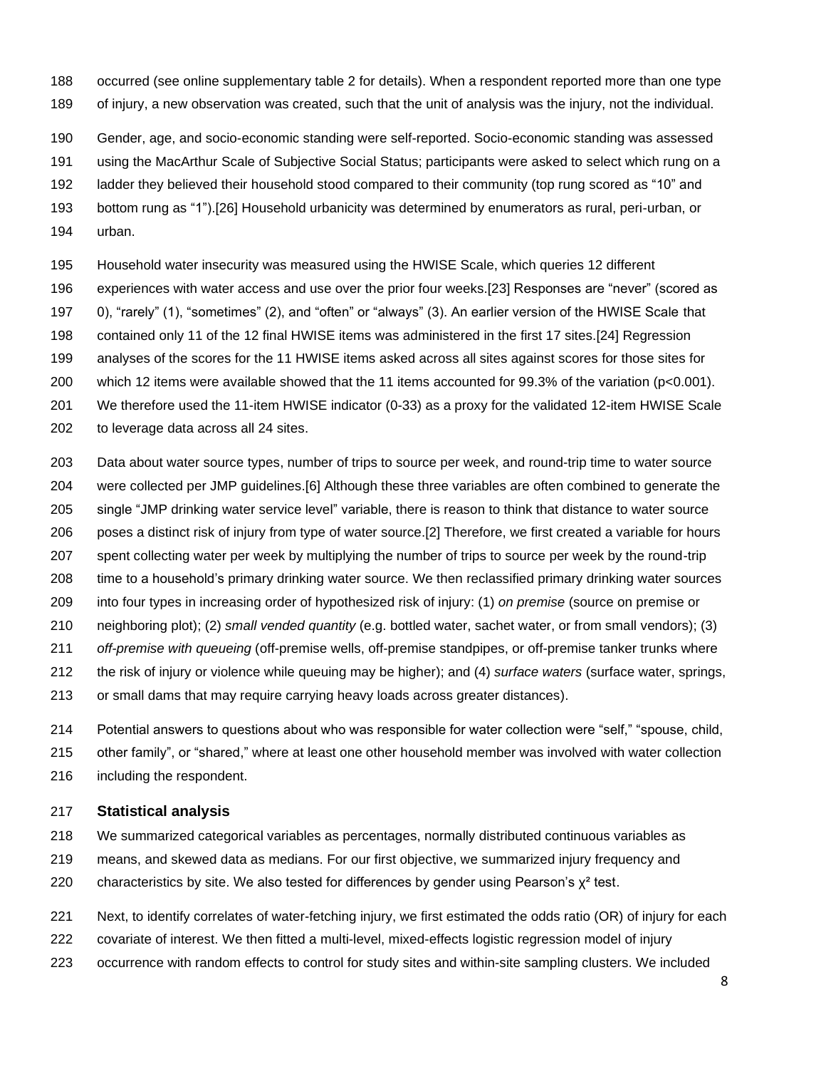occurred (see online supplementary table 2 for details). When a respondent reported more than one type of injury, a new observation was created, such that the unit of analysis was the injury, not the individual.

Gender, age, and socio-economic standing were self-reported. Socio-economic standing was assessed using the MacArthur Scale of Subjective Social Status; participants were asked to select which rung on a ladder they believed their household stood compared to their community (top rung scored as "10" and bottom rung as "1").[26] Household urbanicity was determined by enumerators as rural, peri-urban, or urban.

Household water insecurity was measured using the HWISE Scale, which queries 12 different experiences with water access and use over the prior four weeks.[23] Responses are "never" (scored as 0), "rarely" (1), "sometimes" (2), and "often" or "always" (3). An earlier version of the HWISE Scale that contained only 11 of the 12 final HWISE items was administered in the first 17 sites.[24] Regression analyses of the scores for the 11 HWISE items asked across all sites against scores for those sites for which 12 items were available showed that the 11 items accounted for 99.3% of the variation ($p<0.001$). We therefore used the 11-item HWISE indicator (0-33) as a proxy for the validated 12-item HWISE Scale to leverage data across all 24 sites.

Data about water source types, number of trips to source per week, and round-trip time to water source were collected per JMP guidelines.[6] Although these three variables are often combined to generate the single "JMP drinking water service level" variable, there is reason to think that distance to water source poses a distinct risk of injury from type of water source.[2] Therefore, we first created a variable for hours spent collecting water per week by multiplying the number of trips to source per week by the round-trip time to a household's primary drinking water source. We then reclassified primary drinking water sources into four types in increasing order of hypothesized risk of injury: (1) *on premise* (source on premise or neighboring plot); (2) *small vended quantity* (e.g. bottled water, sachet water, or from small vendors); (3) *off-premise with queueing* (off-premise wells, off-premise standpipes, or off-premise tanker trunks where the risk of injury or violence while queuing may be higher); and (4) *surface waters* (surface water, springs, or small dams that may require carrying heavy loads across greater distances).

Potential answers to questions about who was responsible for water collection were "self," "spouse, child, other family", or "shared," where at least one other household member was involved with water collection including the respondent.

### Statistical analysis

We summarized categorical variables as percentages, normally distributed continuous variables as means, and skewed data as medians. For our first objective, we summarized injury frequency and characteristics by site. We also tested for differences by gender using Pearson's $\chi^2$ test.

Next, to identify correlates of water-fetching injury, we first estimated the odds ratio (OR) of injury for each covariate of interest. We then fitted a multi-level, mixed-effects logistic regression model of injury occurrence with random effects to control for study sites and within-site sampling clusters. We included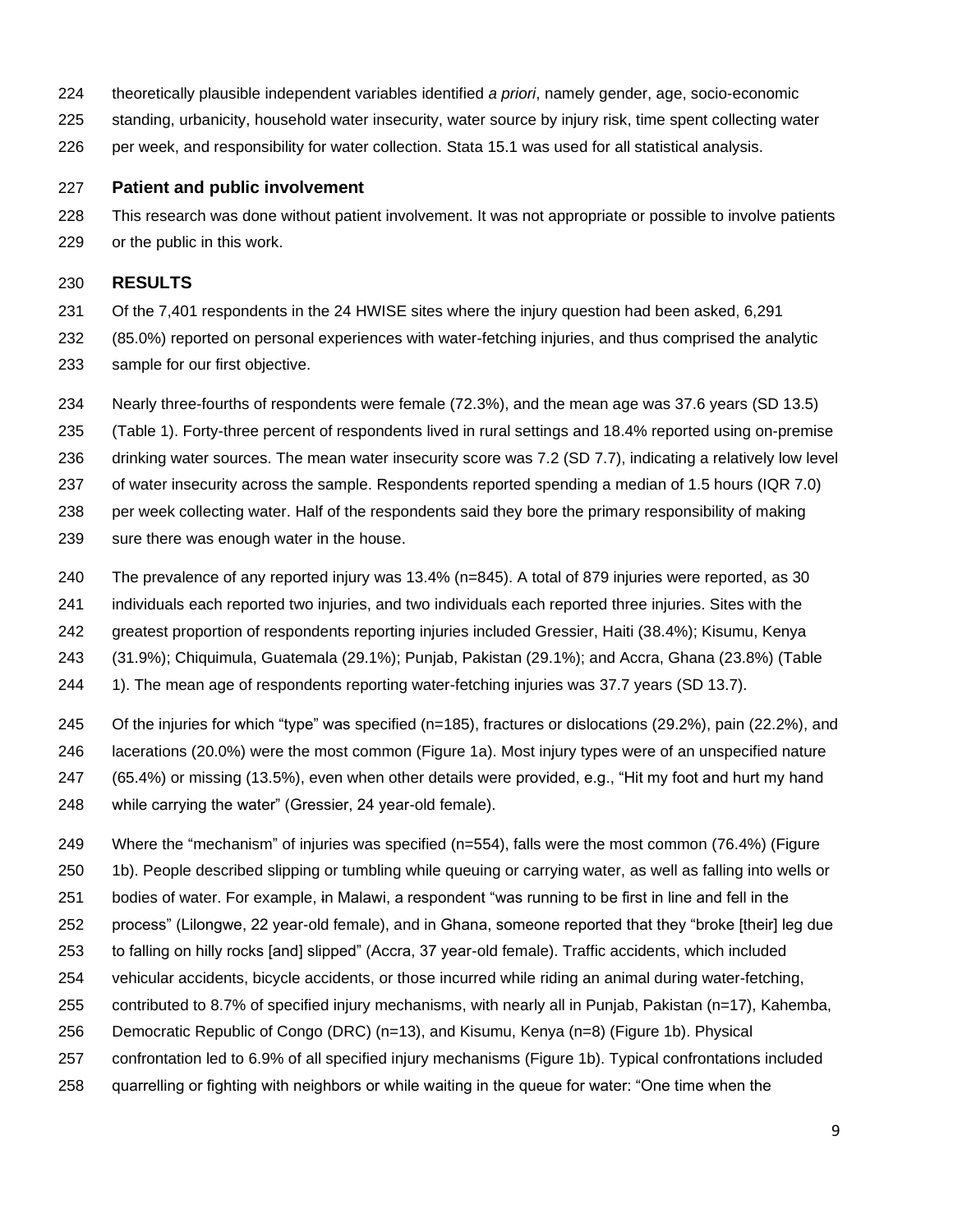theoretically plausible independent variables identified *a priori*, namely gender, age, socio-economic standing, urbanicity, household water insecurity, water source by injury risk, time spent collecting water per week, and responsibility for water collection. Stata 15.1 was used for all statistical analysis.

### Patient and public involvement

This research was done without patient involvement. It was not appropriate or possible to involve patients or the public in this work.

## RESULTS

Of the 7,401 respondents in the 24 HWISE sites where the injury question had been asked, 6,291 (85.0%) reported on personal experiences with water-fetching injuries, and thus comprised the analytic sample for our first objective.

Nearly three-fourths of respondents were female (72.3%), and the mean age was 37.6 years (SD 13.5) (Table 1). Forty-three percent of respondents lived in rural settings and 18.4% reported using on-premise drinking water sources. The mean water insecurity score was 7.2 (SD 7.7), indicating a relatively low level of water insecurity across the sample. Respondents reported spending a median of 1.5 hours (IQR 7.0) per week collecting water. Half of the respondents said they bore the primary responsibility of making sure there was enough water in the house.

The prevalence of any reported injury was 13.4% (n=845). A total of 879 injuries were reported, as 30 individuals each reported two injuries, and two individuals each reported three injuries. Sites with the greatest proportion of respondents reporting injuries included Gressier, Haiti (38.4%); Kisumu, Kenya (31.9%); Chiquimula, Guatemala (29.1%); Punjab, Pakistan (29.1%); and Accra, Ghana (23.8%) (Table 1). The mean age of respondents reporting water-fetching injuries was 37.7 years (SD 13.7).

Of the injuries for which "type" was specified (n=185), fractures or dislocations (29.2%), pain (22.2%), and lacerations (20.0%) were the most common (Figure 1a). Most injury types were of an unspecified nature (65.4%) or missing (13.5%), even when other details were provided, e.g., "Hit my foot and hurt my hand while carrying the water" (Gressier, 24 year-old female).

Where the "mechanism" of injuries was specified (n=554), falls were the most common (76.4%) (Figure 1b). People described slipping or tumbling while queuing or carrying water, as well as falling into wells or bodies of water. For example, in Malawi, a respondent "was running to be first in line and fell in the process" (Lilongwe, 22 year-old female), and in Ghana, someone reported that they "broke [their] leg due to falling on hilly rocks [and] slipped" (Accra, 37 year-old female). Traffic accidents, which included vehicular accidents, bicycle accidents, or those incurred while riding an animal during water-fetching, contributed to 8.7% of specified injury mechanisms, with nearly all in Punjab, Pakistan (n=17), Kahemba, Democratic Republic of Congo (DRC) (n=13), and Kisumu, Kenya (n=8) (Figure 1b). Physical confrontation led to 6.9% of all specified injury mechanisms (Figure 1b). Typical confrontations included quarrelling or fighting with neighbors or while waiting in the queue for water: "One time when the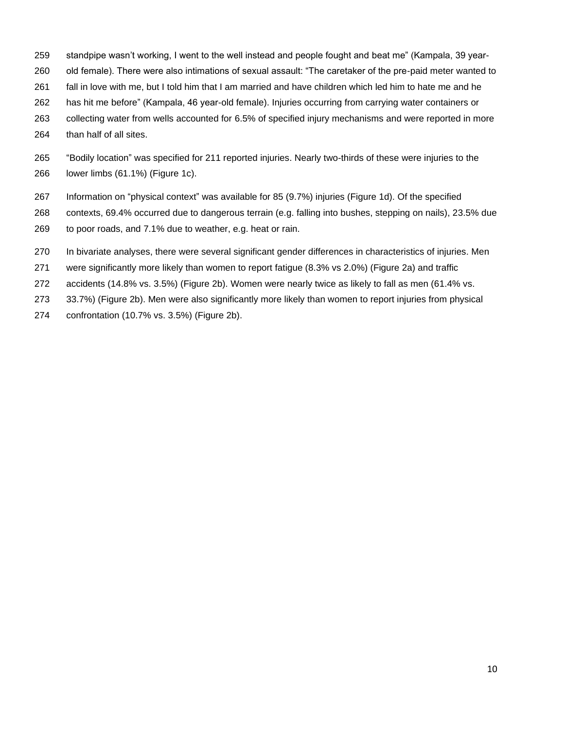standpipe wasn't working, I went to the well instead and people fought and beat me" (Kampala, 39 year-old female). There were also intimations of sexual assault: "The caretaker of the pre-paid meter wanted to fall in love with me, but I told him that I am married and have children which led him to hate me and he has hit me before" (Kampala, 46 year-old female). Injuries occurring from carrying water containers or collecting water from wells accounted for 6.5% of specified injury mechanisms and were reported in more than half of all sites.

"Bodily location" was specified for 211 reported injuries. Nearly two-thirds of these were injuries to the lower limbs (61.1%) (Figure 1c).

Information on "physical context" was available for 85 (9.7%) injuries (Figure 1d). Of the specified contexts, 69.4% occurred due to dangerous terrain (e.g. falling into bushes, stepping on nails), 23.5% due to poor roads, and 7.1% due to weather, e.g. heat or rain.

In bivariate analyses, there were several significant gender differences in characteristics of injuries. Men were significantly more likely than women to report fatigue (8.3% vs 2.0%) (Figure 2a) and traffic accidents (14.8% vs. 3.5%) (Figure 2b). Women were nearly twice as likely to fall as men (61.4% vs. 33.7%) (Figure 2b). Men were also significantly more likely than women to report injuries from physical confrontation (10.7% vs. 3.5%) (Figure 2b).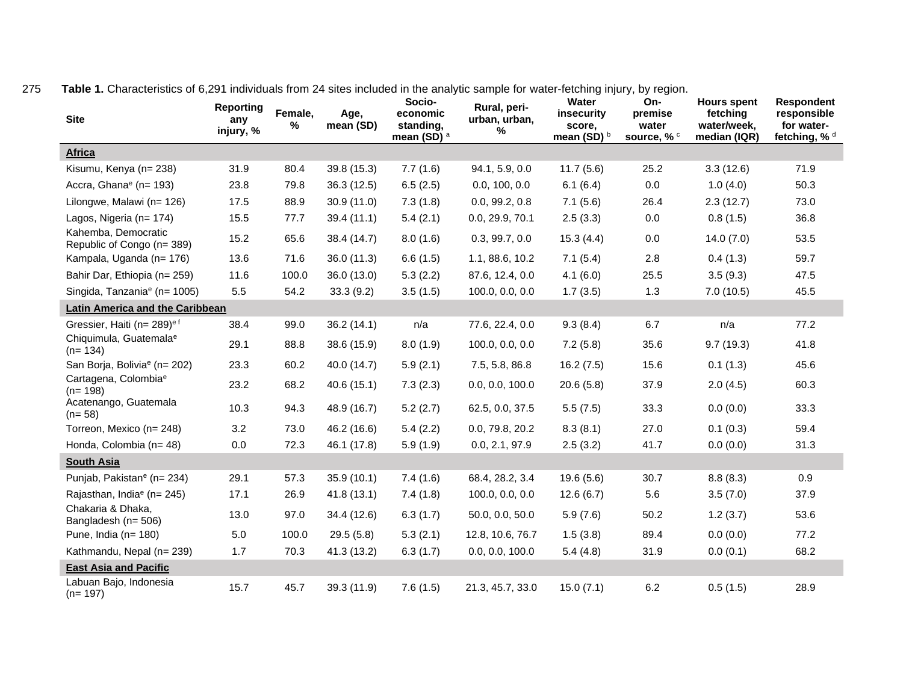**Table 1.** Characteristics of 6,291 individuals from 24 sites included in the analytic sample for water-fetching injury, by region.

| Site | Reporting any injury, % | Female, % | Age, mean (SD) | Socio-economic standing, mean (SD) [a] | Rural, peri-urban, urban, % | Water insecurity score, mean (SD) [b] | On-premise water source, % [c] | Hours spent fetching water/week, median (IQR) | Respondent responsible for water-fetching, % [d] |
|---|---|---|---|---|---|---|---|---|---|
| **Africa** | | | | | | | | | |
| Kisumu, Kenya (n= 238) | 31.9 | 80.4 | 39.8 (15.3) | 7.7 (1.6) | 94.1, 5.9, 0.0 | 11.7 (5.6) | 25.2 | 3.3 (12.6) | 71.9 |
| Accra, Ghana[e] (n= 193) | 23.8 | 79.8 | 36.3 (12.5) | 6.5 (2.5) | 0.0, 100, 0.0 | 6.1 (6.4) | 0.0 | 1.0 (4.0) | 50.3 |
| Lilongwe, Malawi (n= 126) | 17.5 | 88.9 | 30.9 (11.0) | 7.3 (1.8) | 0.0, 99.2, 0.8 | 7.1 (5.6) | 26.4 | 2.3 (12.7) | 73.0 |
| Lagos, Nigeria (n= 174) | 15.5 | 77.7 | 39.4 (11.1) | 5.4 (2.1) | 0.0, 29.9, 70.1 | 2.5 (3.3) | 0.0 | 0.8 (1.5) | 36.8 |
| Kahemba, Democratic Republic of Congo (n= 389) | 15.2 | 65.6 | 38.4 (14.7) | 8.0 (1.6) | 0.3, 99.7, 0.0 | 15.3 (4.4) | 0.0 | 14.0 (7.0) | 53.5 |
| Kampala, Uganda (n= 176) | 13.6 | 71.6 | 36.0 (11.3) | 6.6 (1.5) | 1.1, 88.6, 10.2 | 7.1 (5.4) | 2.8 | 0.4 (1.3) | 59.7 |
| Bahir Dar, Ethiopia (n= 259) | 11.6 | 100.0 | 36.0 (13.0) | 5.3 (2.2) | 87.6, 12.4, 0.0 | 4.1 (6.0) | 25.5 | 3.5 (9.3) | 47.5 |
| Singida, Tanzania[e] (n= 1005) | 5.5 | 54.2 | 33.3 (9.2) | 3.5 (1.5) | 100.0, 0.0, 0.0 | 1.7 (3.5) | 1.3 | 7.0 (10.5) | 45.5 |
| **Latin America and the Caribbean** | | | | | | | | | |
| Gressier, Haiti (n= 289)[e f] | 38.4 | 99.0 | 36.2 (14.1) | n/a | 77.6, 22.4, 0.0 | 9.3 (8.4) | 6.7 | n/a | 77.2 |
| Chiquimula, Guatemala[e] (n= 134) | 29.1 | 88.8 | 38.6 (15.9) | 8.0 (1.9) | 100.0, 0.0, 0.0 | 7.2 (5.8) | 35.6 | 9.7 (19.3) | 41.8 |
| San Borja, Bolivia[e] (n= 202) | 23.3 | 60.2 | 40.0 (14.7) | 5.9 (2.1) | 7.5, 5.8, 86.8 | 16.2 (7.5) | 15.6 | 0.1 (1.3) | 45.6 |
| Cartagena, Colombia[e] (n= 198) | 23.2 | 68.2 | 40.6 (15.1) | 7.3 (2.3) | 0.0, 0.0, 100.0 | 20.6 (5.8) | 37.9 | 2.0 (4.5) | 60.3 |
| Acatenango, Guatemala (n= 58) | 10.3 | 94.3 | 48.9 (16.7) | 5.2 (2.7) | 62.5, 0.0, 37.5 | 5.5 (7.5) | 33.3 | 0.0 (0.0) | 33.3 |
| Torreon, Mexico (n= 248) | 3.2 | 73.0 | 46.2 (16.6) | 5.4 (2.2) | 0.0, 79.8, 20.2 | 8.3 (8.1) | 27.0 | 0.1 (0.3) | 59.4 |
| Honda, Colombia (n= 48) | 0.0 | 72.3 | 46.1 (17.8) | 5.9 (1.9) | 0.0, 2.1, 97.9 | 2.5 (3.2) | 41.7 | 0.0 (0.0) | 31.3 |
| **South Asia** | | | | | | | | | |
| Punjab, Pakistan[e] (n= 234) | 29.1 | 57.3 | 35.9 (10.1) | 7.4 (1.6) | 68.4, 28.2, 3.4 | 19.6 (5.6) | 30.7 | 8.8 (8.3) | 0.9 |
| Rajasthan, India[e] (n= 245) | 17.1 | 26.9 | 41.8 (13.1) | 7.4 (1.8) | 100.0, 0.0, 0.0 | 12.6 (6.7) | 5.6 | 3.5 (7.0) | 37.9 |
| Chakaria & Dhaka, Bangladesh (n= 506) | 13.0 | 97.0 | 34.4 (12.6) | 6.3 (1.7) | 50.0, 0.0, 50.0 | 5.9 (7.6) | 50.2 | 1.2 (3.7) | 53.6 |
| Pune, India (n= 180) | 5.0 | 100.0 | 29.5 (5.8) | 5.3 (2.1) | 12.8, 10.6, 76.7 | 1.5 (3.8) | 89.4 | 0.0 (0.0) | 77.2 |
| Kathmandu, Nepal (n= 239) | 1.7 | 70.3 | 41.3 (13.2) | 6.3 (1.7) | 0.0, 0.0, 100.0 | 5.4 (4.8) | 31.9 | 0.0 (0.1) | 68.2 |
| **East Asia and Pacific** | | | | | | | | | |
| Labuan Bajo, Indonesia (n= 197) | 15.7 | 45.7 | 39.3 (11.9) | 7.6 (1.5) | 21.3, 45.7, 33.0 | 15.0 (7.1) | 6.2 | 0.5 (1.5) | 28.9 |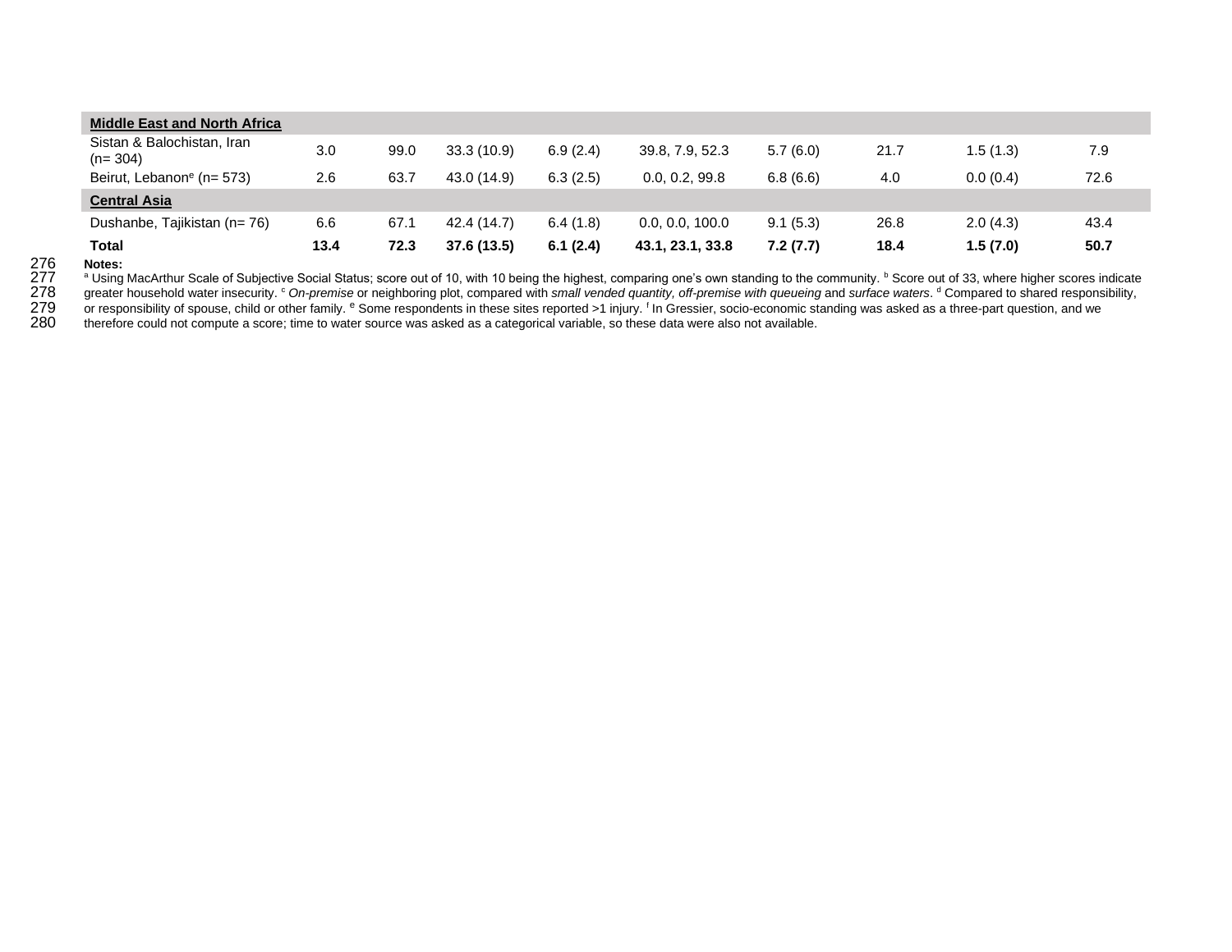| | | | | | | | | | |
|---|---|---|---|---|---|---|---|---|---|
| **Middle East and North Africa** | | | | | | | | | |
| Sistan & Balochistan, Iran (n= 304) | 3.0 | 99.0 | 33.3 (10.9) | 6.9 (2.4) | 39.8, 7.9, 52.3 | 5.7 (6.0) | 21.7 | 1.5 (1.3) | 7.9 |
| Beirut, Lebanon[e] (n= 573) | 2.6 | 63.7 | 43.0 (14.9) | 6.3 (2.5) | 0.0, 0.2, 99.8 | 6.8 (6.6) | 4.0 | 0.0 (0.4) | 72.6 |
| **Central Asia** | | | | | | | | | |
| Dushanbe, Tajikistan (n= 76) | 6.6 | 67.1 | 42.4 (14.7) | 6.4 (1.8) | 0.0, 0.0, 100.0 | 9.1 (5.3) | 26.8 | 2.0 (4.3) | 43.4 |
| **Total** | **13.4** | **72.3** | **37.6 (13.5)** | **6.1 (2.4)** | **43.1, 23.1, 33.8** | **7.2 (7.7)** | **18.4** | **1.5 (7.0)** | **50.7** |

**Notes:**

[a] Using MacArthur Scale of Subjective Social Status; score out of 10, with 10 being the highest, comparing one's own standing to the community. [b] Score out of 33, where higher scores indicate greater household water insecurity. [c] *On-premise* or neighboring plot, compared with *small vended quantity, off-premise with queueing* and *surface waters*. [d] Compared to shared responsibility, or responsibility of spouse, child or other family. [e] Some respondents in these sites reported >1 injury. [f] In Gressier, socio-economic standing was asked as a three-part question, and we therefore could not compute a score; time to water source was asked as a categorical variable, so these data were also not available.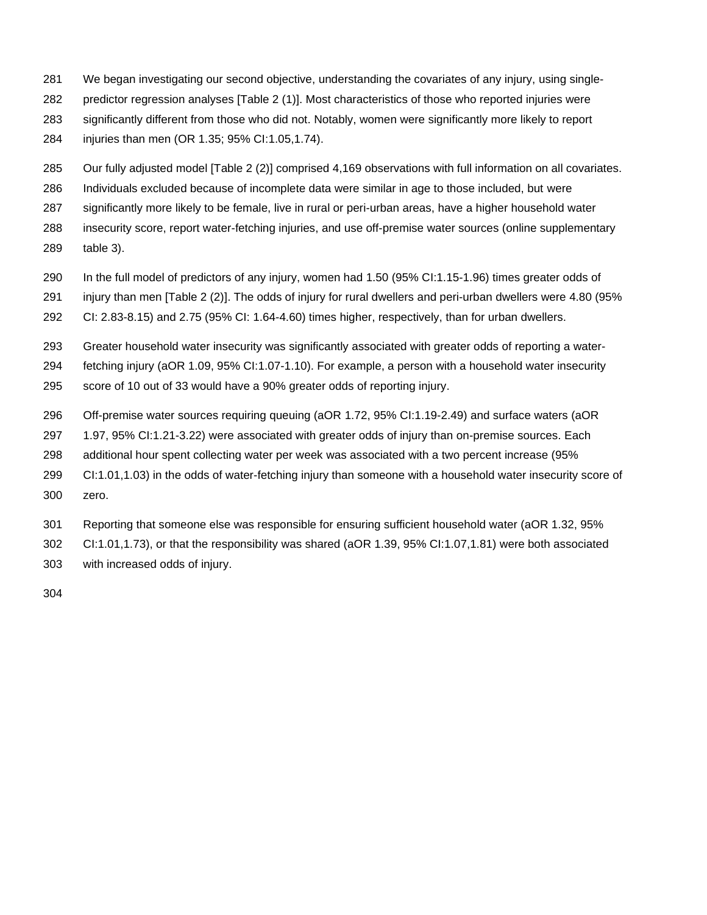We began investigating our second objective, understanding the covariates of any injury, using single-predictor regression analyses [Table 2 (1)]. Most characteristics of those who reported injuries were significantly different from those who did not. Notably, women were significantly more likely to report injuries than men (OR 1.35; 95% CI:1.05,1.74).

Our fully adjusted model [Table 2 (2)] comprised 4,169 observations with full information on all covariates. Individuals excluded because of incomplete data were similar in age to those included, but were significantly more likely to be female, live in rural or peri-urban areas, have a higher household water insecurity score, report water-fetching injuries, and use off-premise water sources (online supplementary table 3).

In the full model of predictors of any injury, women had 1.50 (95% CI:1.15-1.96) times greater odds of injury than men [Table 2 (2)]. The odds of injury for rural dwellers and peri-urban dwellers were 4.80 (95% CI: 2.83-8.15) and 2.75 (95% CI: 1.64-4.60) times higher, respectively, than for urban dwellers.

Greater household water insecurity was significantly associated with greater odds of reporting a water-fetching injury (aOR 1.09, 95% CI:1.07-1.10). For example, a person with a household water insecurity score of 10 out of 33 would have a 90% greater odds of reporting injury.

Off-premise water sources requiring queuing (aOR 1.72, 95% CI:1.19-2.49) and surface waters (aOR 1.97, 95% CI:1.21-3.22) were associated with greater odds of injury than on-premise sources. Each additional hour spent collecting water per week was associated with a two percent increase (95% CI:1.01,1.03) in the odds of water-fetching injury than someone with a household water insecurity score of zero.

Reporting that someone else was responsible for ensuring sufficient household water (aOR 1.32, 95% CI:1.01,1.73), or that the responsibility was shared (aOR 1.39, 95% CI:1.07,1.81) were both associated with increased odds of injury.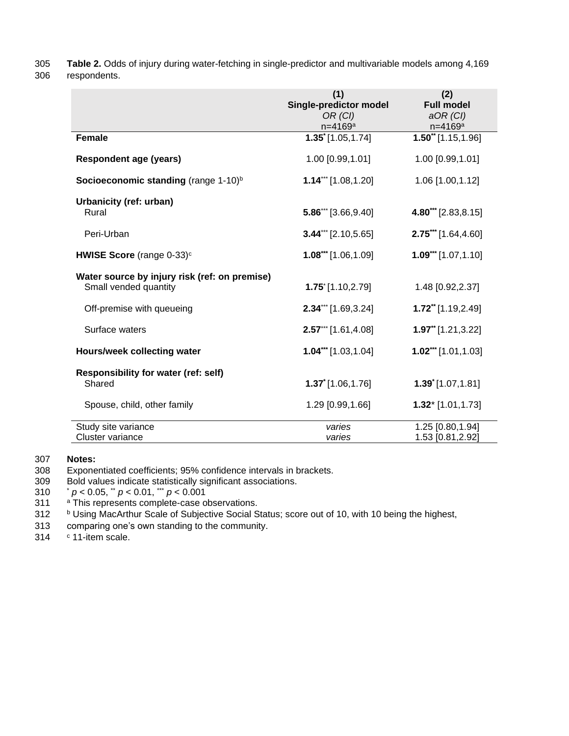**Table 2.** Odds of injury during water-fetching in single-predictor and multivariable models among 4,169 respondents.

| | (1) Single-predictor model OR (CI) n=4169[a] | (2) Full model aOR (CI) n=4169[a] |
|---|---|---|
| **Female** | **1.35**[*] [1.05,1.74] | **1.50**[**] [1.15,1.96] |
| **Respondent age (years)** | 1.00 [0.99,1.01] | 1.00 [0.99,1.01] |
| **Socioeconomic standing** (range 1-10)[b] | **1.14**[***] [1.08,1.20] | 1.06 [1.00,1.12] |
| **Urbanicity (ref: urban)** | | |
| Rural | **5.86**[***] [3.66,9.40] | **4.80**[***] [2.83,8.15] |
| Peri-Urban | **3.44**[***] [2.10,5.65] | **2.75**[***] [1.64,4.60] |
| **HWISE Score** (range 0-33)[c] | **1.08**[***] [1.06,1.09] | **1.09**[***] [1.07,1.10] |
| **Water source by injury risk (ref: on premise)** | | |
| Small vended quantity | **1.75**[*] [1.10,2.79] | 1.48 [0.92,2.37] |
| Off-premise with queueing | **2.34**[***] [1.69,3.24] | **1.72**[**] [1.19,2.49] |
| Surface waters | **2.57**[***] [1.61,4.08] | **1.97**[**] [1.21,3.22] |
| **Hours/week collecting water** | **1.04**[***] [1.03,1.04] | **1.02**[***] [1.01,1.03] |
| **Responsibility for water (ref: self)** | | |
| Shared | **1.37**[*] [1.06,1.76] | **1.39**[*] [1.07,1.81] |
| Spouse, child, other family | 1.29 [0.99,1.66] | **1.32**[*] [1.01,1.73] |
| Study site variance | *varies* | 1.25 [0.80,1.94] |
| Cluster variance | *varies* | 1.53 [0.81,2.92] |

**Notes:**
Exponentiated coefficients; 95% confidence intervals in brackets.
Bold values indicate statistically significant associations.
[*] $p < 0.05$, [**] $p < 0.01$, [***] $p < 0.001$
[a] This represents complete-case observations.
[b] Using MacArthur Scale of Subjective Social Status; score out of 10, with 10 being the highest, comparing one's own standing to the community.
[c] 11-item scale.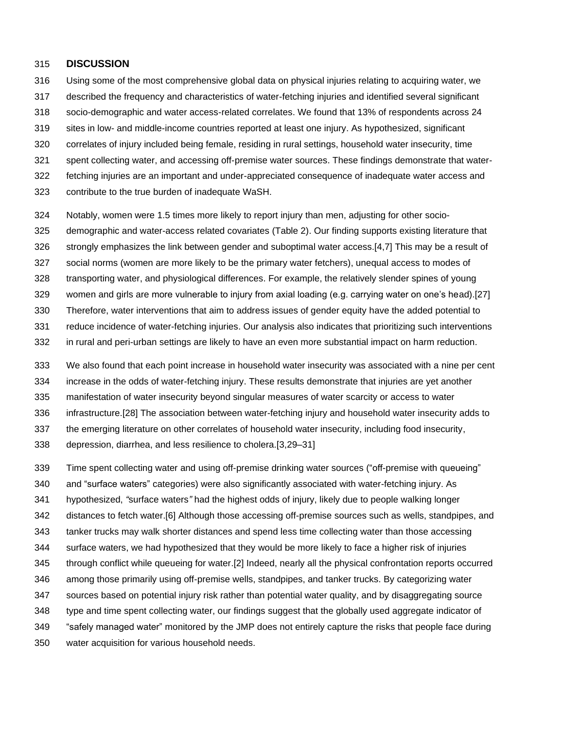## DISCUSSION

Using some of the most comprehensive global data on physical injuries relating to acquiring water, we described the frequency and characteristics of water-fetching injuries and identified several significant socio-demographic and water access-related correlates. We found that 13% of respondents across 24 sites in low- and middle-income countries reported at least one injury. As hypothesized, significant correlates of injury included being female, residing in rural settings, household water insecurity, time spent collecting water, and accessing off-premise water sources. These findings demonstrate that water-fetching injuries are an important and under-appreciated consequence of inadequate water access and contribute to the true burden of inadequate WaSH.

Notably, women were 1.5 times more likely to report injury than men, adjusting for other socio-demographic and water-access related covariates (Table 2). Our finding supports existing literature that strongly emphasizes the link between gender and suboptimal water access.[4,7] This may be a result of social norms (women are more likely to be the primary water fetchers), unequal access to modes of transporting water, and physiological differences. For example, the relatively slender spines of young women and girls are more vulnerable to injury from axial loading (e.g. carrying water on one's head).[27] Therefore, water interventions that aim to address issues of gender equity have the added potential to reduce incidence of water-fetching injuries. Our analysis also indicates that prioritizing such interventions in rural and peri-urban settings are likely to have an even more substantial impact on harm reduction.

We also found that each point increase in household water insecurity was associated with a nine per cent increase in the odds of water-fetching injury. These results demonstrate that injuries are yet another manifestation of water insecurity beyond singular measures of water scarcity or access to water infrastructure.[28] The association between water-fetching injury and household water insecurity adds to the emerging literature on other correlates of household water insecurity, including food insecurity, depression, diarrhea, and less resilience to cholera.[3,29–31]

Time spent collecting water and using off-premise drinking water sources ("off-premise with queueing" and "surface waters" categories) were also significantly associated with water-fetching injury. As hypothesized, *"*surface waters*"* had the highest odds of injury, likely due to people walking longer distances to fetch water.[6] Although those accessing off-premise sources such as wells, standpipes, and tanker trucks may walk shorter distances and spend less time collecting water than those accessing surface waters, we had hypothesized that they would be more likely to face a higher risk of injuries through conflict while queueing for water.[2] Indeed, nearly all the physical confrontation reports occurred among those primarily using off-premise wells, standpipes, and tanker trucks. By categorizing water sources based on potential injury risk rather than potential water quality, and by disaggregating source type and time spent collecting water, our findings suggest that the globally used aggregate indicator of "safely managed water" monitored by the JMP does not entirely capture the risks that people face during water acquisition for various household needs.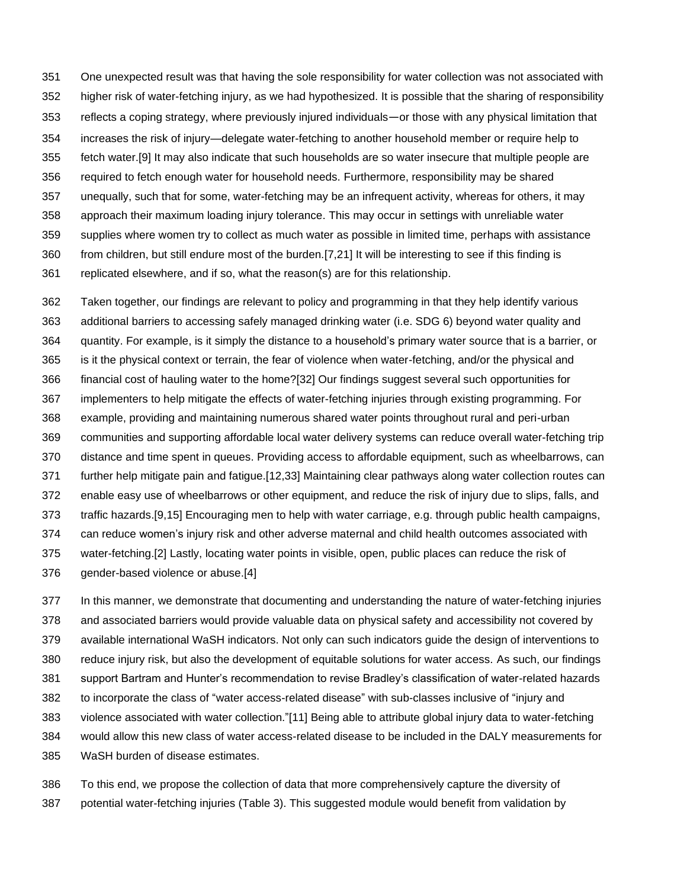One unexpected result was that having the sole responsibility for water collection was not associated with higher risk of water-fetching injury, as we had hypothesized. It is possible that the sharing of responsibility reflects a coping strategy, where previously injured individuals—or those with any physical limitation that increases the risk of injury—delegate water-fetching to another household member or require help to fetch water.[9] It may also indicate that such households are so water insecure that multiple people are required to fetch enough water for household needs. Furthermore, responsibility may be shared unequally, such that for some, water-fetching may be an infrequent activity, whereas for others, it may approach their maximum loading injury tolerance. This may occur in settings with unreliable water supplies where women try to collect as much water as possible in limited time, perhaps with assistance from children, but still endure most of the burden.[7,21] It will be interesting to see if this finding is replicated elsewhere, and if so, what the reason(s) are for this relationship.

Taken together, our findings are relevant to policy and programming in that they help identify various additional barriers to accessing safely managed drinking water (i.e. SDG 6) beyond water quality and quantity. For example, is it simply the distance to a household's primary water source that is a barrier, or is it the physical context or terrain, the fear of violence when water-fetching, and/or the physical and financial cost of hauling water to the home?[32] Our findings suggest several such opportunities for implementers to help mitigate the effects of water-fetching injuries through existing programming. For example, providing and maintaining numerous shared water points throughout rural and peri-urban communities and supporting affordable local water delivery systems can reduce overall water-fetching trip distance and time spent in queues. Providing access to affordable equipment, such as wheelbarrows, can further help mitigate pain and fatigue.[12,33] Maintaining clear pathways along water collection routes can enable easy use of wheelbarrows or other equipment, and reduce the risk of injury due to slips, falls, and traffic hazards.[9,15] Encouraging men to help with water carriage, e.g. through public health campaigns, can reduce women's injury risk and other adverse maternal and child health outcomes associated with water-fetching.[2] Lastly, locating water points in visible, open, public places can reduce the risk of gender-based violence or abuse.[4]

In this manner, we demonstrate that documenting and understanding the nature of water-fetching injuries and associated barriers would provide valuable data on physical safety and accessibility not covered by available international WaSH indicators. Not only can such indicators guide the design of interventions to reduce injury risk, but also the development of equitable solutions for water access. As such, our findings support Bartram and Hunter's recommendation to revise Bradley's classification of water-related hazards to incorporate the class of "water access-related disease" with sub-classes inclusive of "injury and violence associated with water collection."[11] Being able to attribute global injury data to water-fetching would allow this new class of water access-related disease to be included in the DALY measurements for WaSH burden of disease estimates.

To this end, we propose the collection of data that more comprehensively capture the diversity of potential water-fetching injuries (Table 3). This suggested module would benefit from validation by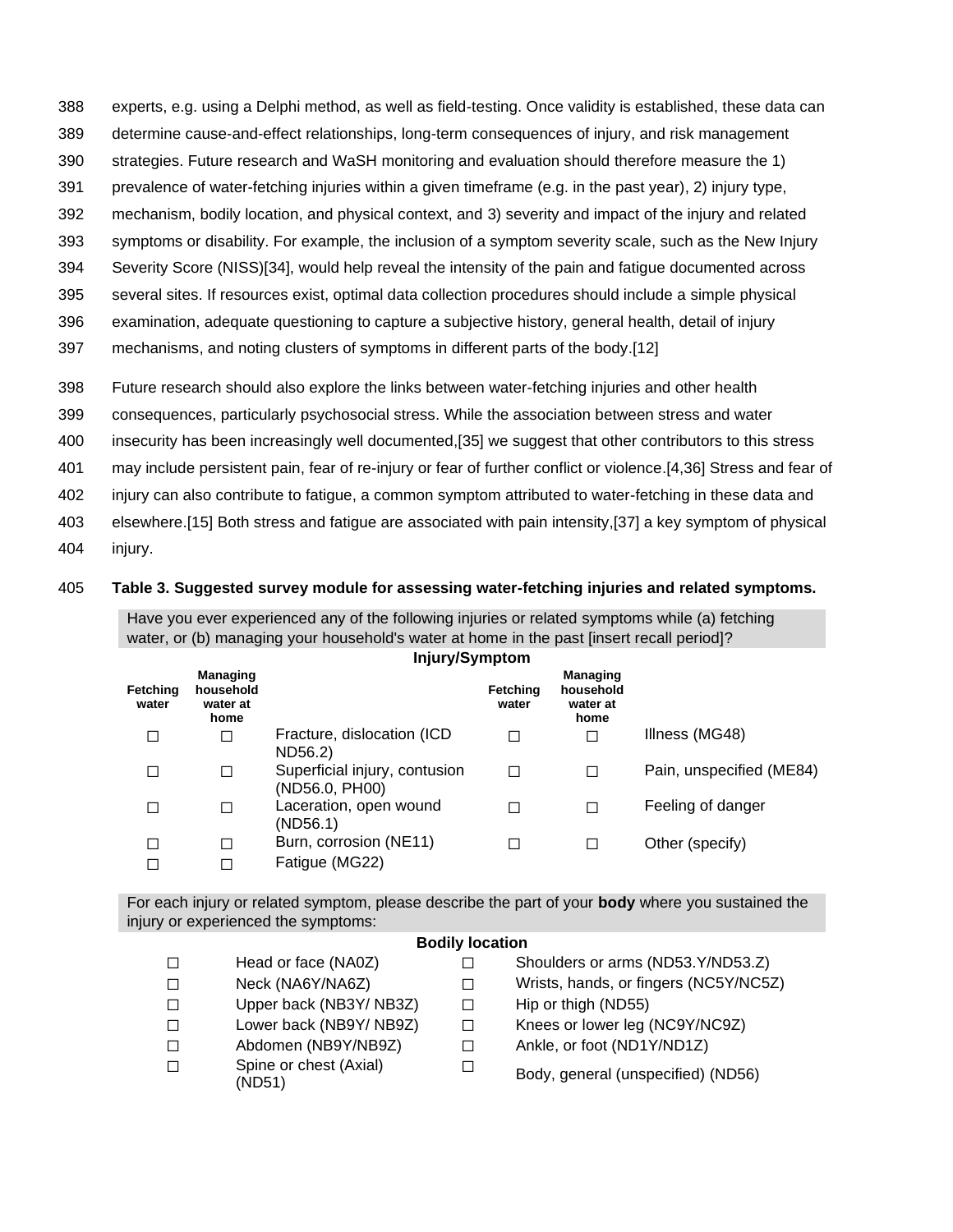experts, e.g. using a Delphi method, as well as field-testing. Once validity is established, these data can determine cause-and-effect relationships, long-term consequences of injury, and risk management strategies. Future research and WaSH monitoring and evaluation should therefore measure the 1) prevalence of water-fetching injuries within a given timeframe (e.g. in the past year), 2) injury type, mechanism, bodily location, and physical context, and 3) severity and impact of the injury and related symptoms or disability. For example, the inclusion of a symptom severity scale, such as the New Injury Severity Score (NISS)[34], would help reveal the intensity of the pain and fatigue documented across several sites. If resources exist, optimal data collection procedures should include a simple physical examination, adequate questioning to capture a subjective history, general health, detail of injury mechanisms, and noting clusters of symptoms in different parts of the body.[12]

Future research should also explore the links between water-fetching injuries and other health consequences, particularly psychosocial stress. While the association between stress and water insecurity has been increasingly well documented,[35] we suggest that other contributors to this stress may include persistent pain, fear of re-injury or fear of further conflict or violence.[4,36] Stress and fear of injury can also contribute to fatigue, a common symptom attributed to water-fetching in these data and elsewhere.[15] Both stress and fatigue are associated with pain intensity,[37] a key symptom of physical injury.

**Table 3. Suggested survey module for assessing water-fetching injuries and related symptoms.**

Have you ever experienced any of the following injuries or related symptoms while (a) fetching water, or (b) managing your household's water at home in the past [insert recall period]?

**Injury/Symptom**

| Fetching water | Managing household water at home | | Fetching water | Managing household water at home | |
|---|---|---|---|---|---|
| ☐ | ☐ | Fracture, dislocation (ICD ND56.2) | ☐ | ☐ | Illness (MG48) |
| ☐ | ☐ | Superficial injury, contusion (ND56.0, PH00) | ☐ | ☐ | Pain, unspecified (ME84) |
| ☐ | ☐ | Laceration, open wound (ND56.1) | ☐ | ☐ | Feeling of danger |
| ☐ | ☐ | Burn, corrosion (NE11) | ☐ | ☐ | Other (specify) |
| ☐ | ☐ | Fatigue (MG22) | | | |

For each injury or related symptom, please describe the part of your **body** where you sustained the injury or experienced the symptoms:

**Bodily location**

| | | | |
|---|---|---|---|
| ☐ | Head or face (NA0Z) | ☐ | Shoulders or arms (ND53.Y/ND53.Z) |
| ☐ | Neck (NA6Y/NA6Z) | ☐ | Wrists, hands, or fingers (NC5Y/NC5Z) |
| ☐ | Upper back (NB3Y/ NB3Z) | ☐ | Hip or thigh (ND55) |
| ☐ | Lower back (NB9Y/ NB9Z) | ☐ | Knees or lower leg (NC9Y/NC9Z) |
| ☐ | Abdomen (NB9Y/NB9Z) | ☐ | Ankle, or foot (ND1Y/ND1Z) |
| ☐ | Spine or chest (Axial) (ND51) | ☐ | Body, general (unspecified) (ND56) |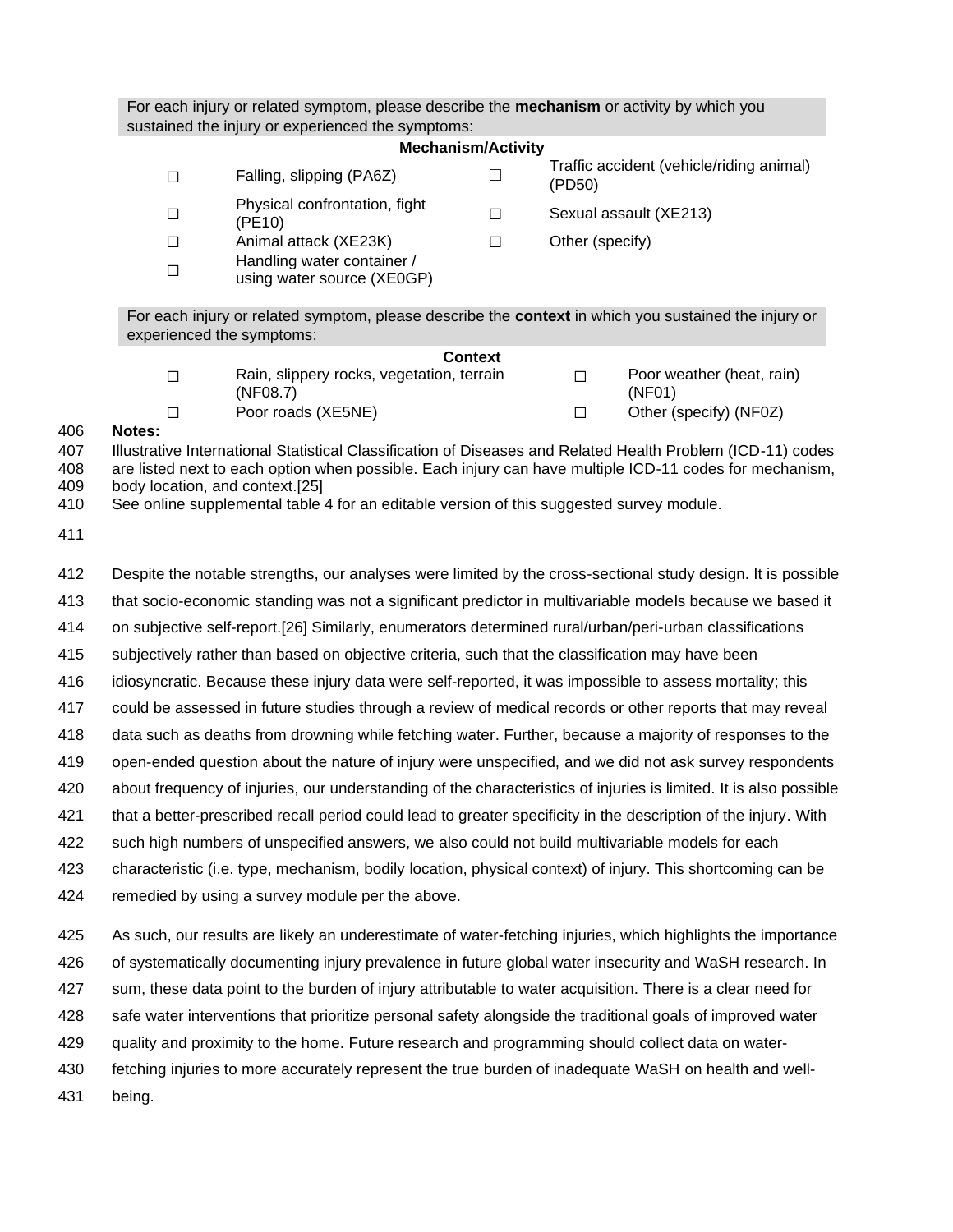For each injury or related symptom, please describe the **mechanism** or activity by which you sustained the injury or experienced the symptoms:

| **Mechanism/Activity** | | | |
|---|---|---|---|
| ☐ | Falling, slipping (PA6Z) | ☐ | Traffic accident (vehicle/riding animal) (PD50) |
| ☐ | Physical confrontation, fight (PE10) | ☐ | Sexual assault (XE213) |
| ☐ | Animal attack (XE23K) | ☐ | Other (specify) |
| ☐ | Handling water container / using water source (XE0GP) | | |

For each injury or related symptom, please describe the **context** in which you sustained the injury or experienced the symptoms:

| **Context** | | | |
|---|---|---|---|
| ☐ | Rain, slippery rocks, vegetation, terrain (NF08.7) | ☐ | Poor weather (heat, rain) (NF01) |
| ☐ | Poor roads (XE5NE) | ☐ | Other (specify) (NF0Z) |

**Notes:**

Illustrative International Statistical Classification of Diseases and Related Health Problem (ICD-11) codes are listed next to each option when possible. Each injury can have multiple ICD-11 codes for mechanism, body location, and context.[25]

See online supplemental table 4 for an editable version of this suggested survey module.

Despite the notable strengths, our analyses were limited by the cross-sectional study design. It is possible that socio-economic standing was not a significant predictor in multivariable models because we based it on subjective self-report.[26] Similarly, enumerators determined rural/urban/peri-urban classifications subjectively rather than based on objective criteria, such that the classification may have been idiosyncratic. Because these injury data were self-reported, it was impossible to assess mortality; this could be assessed in future studies through a review of medical records or other reports that may reveal data such as deaths from drowning while fetching water. Further, because a majority of responses to the open-ended question about the nature of injury were unspecified, and we did not ask survey respondents about frequency of injuries, our understanding of the characteristics of injuries is limited. It is also possible that a better-prescribed recall period could lead to greater specificity in the description of the injury. With such high numbers of unspecified answers, we also could not build multivariable models for each characteristic (i.e. type, mechanism, bodily location, physical context) of injury. This shortcoming can be remedied by using a survey module per the above.

As such, our results are likely an underestimate of water-fetching injuries, which highlights the importance of systematically documenting injury prevalence in future global water insecurity and WaSH research. In sum, these data point to the burden of injury attributable to water acquisition. There is a clear need for safe water interventions that prioritize personal safety alongside the traditional goals of improved water quality and proximity to the home. Future research and programming should collect data on water-fetching injuries to more accurately represent the true burden of inadequate WaSH on health and well-being.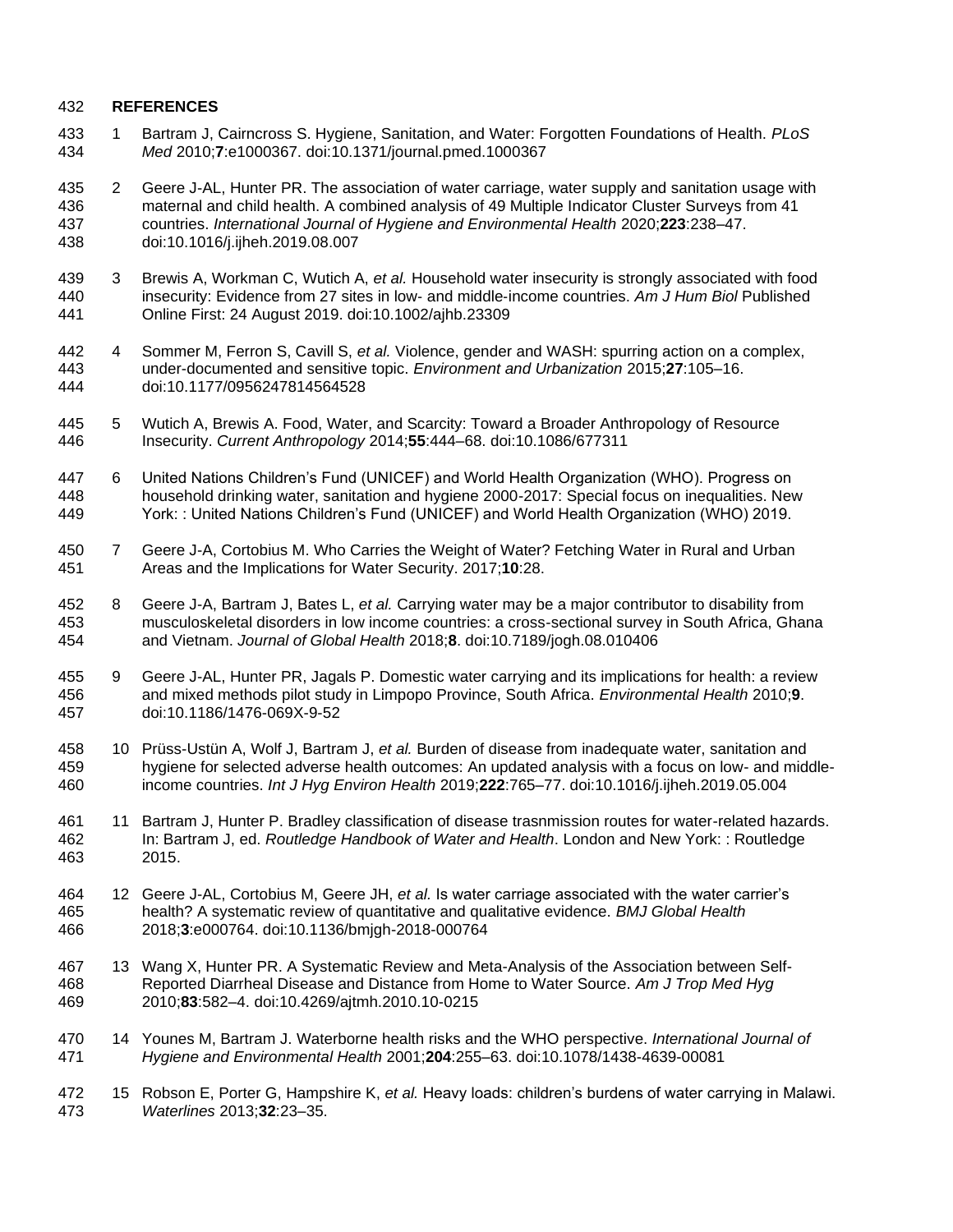## REFERENCES

1. Bartram J, Cairncross S. Hygiene, Sanitation, and Water: Forgotten Foundations of Health. *PLoS Med* 2010;**7**:e1000367. doi:10.1371/journal.pmed.1000367

2. Geere J-AL, Hunter PR. The association of water carriage, water supply and sanitation usage with maternal and child health. A combined analysis of 49 Multiple Indicator Cluster Surveys from 41 countries. *International Journal of Hygiene and Environmental Health* 2020;**223**:238–47. doi:10.1016/j.ijheh.2019.08.007

3. Brewis A, Workman C, Wutich A, *et al.* Household water insecurity is strongly associated with food insecurity: Evidence from 27 sites in low- and middle-income countries. *Am J Hum Biol* Published Online First: 24 August 2019. doi:10.1002/ajhb.23309

4. Sommer M, Ferron S, Cavill S, *et al.* Violence, gender and WASH: spurring action on a complex, under-documented and sensitive topic. *Environment and Urbanization* 2015;**27**:105–16. doi:10.1177/0956247814564528

5. Wutich A, Brewis A. Food, Water, and Scarcity: Toward a Broader Anthropology of Resource Insecurity. *Current Anthropology* 2014;**55**:444–68. doi:10.1086/677311

6. United Nations Children's Fund (UNICEF) and World Health Organization (WHO). Progress on household drinking water, sanitation and hygiene 2000-2017: Special focus on inequalities. New York: : United Nations Children's Fund (UNICEF) and World Health Organization (WHO) 2019.

7. Geere J-A, Cortobius M. Who Carries the Weight of Water? Fetching Water in Rural and Urban Areas and the Implications for Water Security. 2017;**10**:28.

8. Geere J-A, Bartram J, Bates L, *et al.* Carrying water may be a major contributor to disability from musculoskeletal disorders in low income countries: a cross-sectional survey in South Africa, Ghana and Vietnam. *Journal of Global Health* 2018;**8**. doi:10.7189/jogh.08.010406

9. Geere J-AL, Hunter PR, Jagals P. Domestic water carrying and its implications for health: a review and mixed methods pilot study in Limpopo Province, South Africa. *Environmental Health* 2010;**9**. doi:10.1186/1476-069X-9-52

10. Prüss-Ustün A, Wolf J, Bartram J, *et al.* Burden of disease from inadequate water, sanitation and hygiene for selected adverse health outcomes: An updated analysis with a focus on low- and middle-income countries. *Int J Hyg Environ Health* 2019;**222**:765–77. doi:10.1016/j.ijheh.2019.05.004

11. Bartram J, Hunter P. Bradley classification of disease trasnmission routes for water-related hazards. In: Bartram J, ed. *Routledge Handbook of Water and Health*. London and New York: : Routledge 2015.

12. Geere J-AL, Cortobius M, Geere JH, *et al.* Is water carriage associated with the water carrier's health? A systematic review of quantitative and qualitative evidence. *BMJ Global Health* 2018;**3**:e000764. doi:10.1136/bmjgh-2018-000764

13. Wang X, Hunter PR. A Systematic Review and Meta-Analysis of the Association between Self-Reported Diarrheal Disease and Distance from Home to Water Source. *Am J Trop Med Hyg* 2010;**83**:582–4. doi:10.4269/ajtmh.2010.10-0215

14. Younes M, Bartram J. Waterborne health risks and the WHO perspective. *International Journal of Hygiene and Environmental Health* 2001;**204**:255–63. doi:10.1078/1438-4639-00081

15. Robson E, Porter G, Hampshire K, *et al.* Heavy loads: children's burdens of water carrying in Malawi. *Waterlines* 2013;**32**:23–35.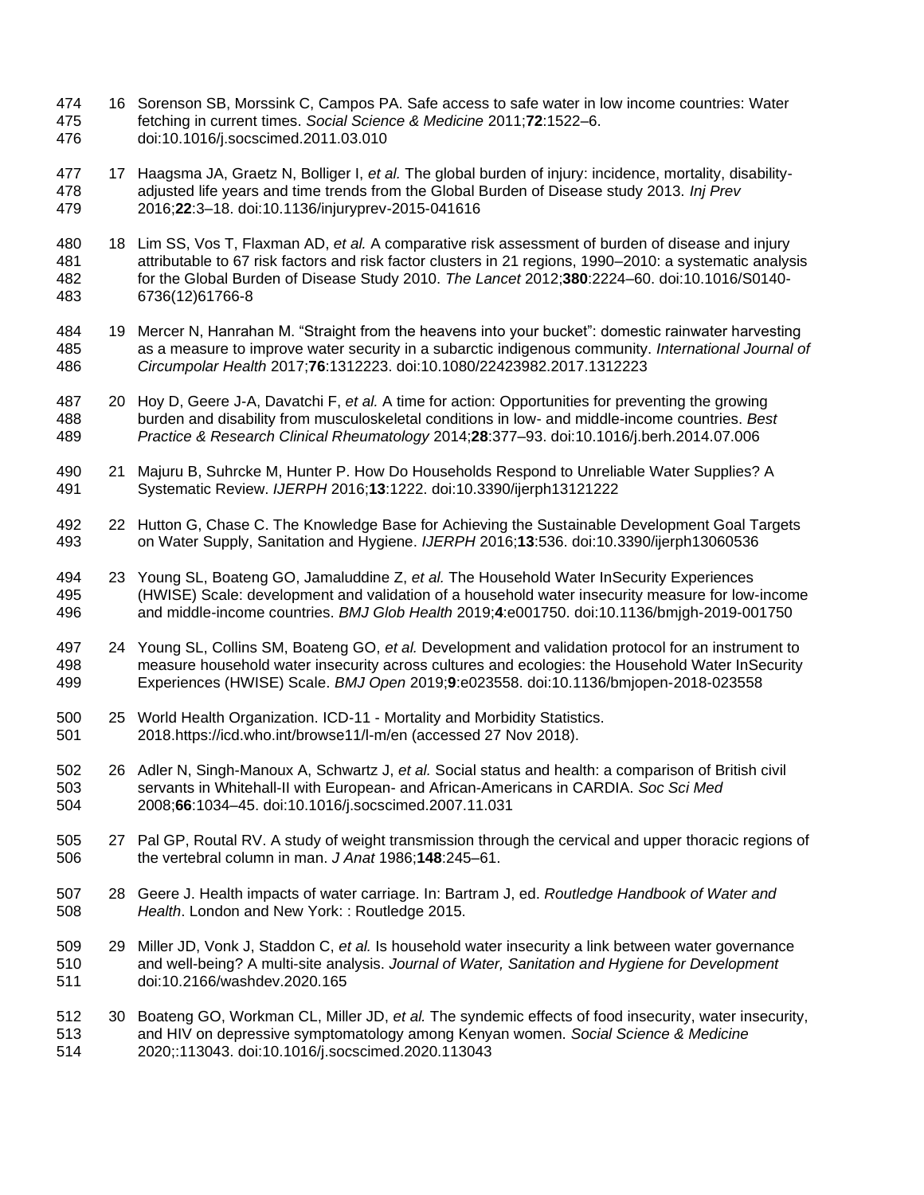16 Sorenson SB, Morssink C, Campos PA. Safe access to safe water in low income countries: Water fetching in current times. *Social Science & Medicine* 2011;**72**:1522–6. doi:10.1016/j.socscimed.2011.03.010

17 Haagsma JA, Graetz N, Bolliger I, *et al.* The global burden of injury: incidence, mortality, disability-adjusted life years and time trends from the Global Burden of Disease study 2013. *Inj Prev* 2016;**22**:3–18. doi:10.1136/injuryprev-2015-041616

18 Lim SS, Vos T, Flaxman AD, *et al.* A comparative risk assessment of burden of disease and injury attributable to 67 risk factors and risk factor clusters in 21 regions, 1990–2010: a systematic analysis for the Global Burden of Disease Study 2010. *The Lancet* 2012;**380**:2224–60. doi:10.1016/S0140-6736(12)61766-8

19 Mercer N, Hanrahan M. "Straight from the heavens into your bucket": domestic rainwater harvesting as a measure to improve water security in a subarctic indigenous community. *International Journal of Circumpolar Health* 2017;**76**:1312223. doi:10.1080/22423982.2017.1312223

20 Hoy D, Geere J-A, Davatchi F, *et al.* A time for action: Opportunities for preventing the growing burden and disability from musculoskeletal conditions in low- and middle-income countries. *Best Practice & Research Clinical Rheumatology* 2014;**28**:377–93. doi:10.1016/j.berh.2014.07.006

21 Majuru B, Suhrcke M, Hunter P. How Do Households Respond to Unreliable Water Supplies? A Systematic Review. *IJERPH* 2016;**13**:1222. doi:10.3390/ijerph13121222

22 Hutton G, Chase C. The Knowledge Base for Achieving the Sustainable Development Goal Targets on Water Supply, Sanitation and Hygiene. *IJERPH* 2016;**13**:536. doi:10.3390/ijerph13060536

23 Young SL, Boateng GO, Jamaluddine Z, *et al.* The Household Water InSecurity Experiences (HWISE) Scale: development and validation of a household water insecurity measure for low-income and middle-income countries. *BMJ Glob Health* 2019;**4**:e001750. doi:10.1136/bmjgh-2019-001750

24 Young SL, Collins SM, Boateng GO, *et al.* Development and validation protocol for an instrument to measure household water insecurity across cultures and ecologies: the Household Water InSecurity Experiences (HWISE) Scale. *BMJ Open* 2019;**9**:e023558. doi:10.1136/bmjopen-2018-023558

25 World Health Organization. ICD-11 - Mortality and Morbidity Statistics. 2018.https://icd.who.int/browse11/l-m/en (accessed 27 Nov 2018).

26 Adler N, Singh-Manoux A, Schwartz J, *et al.* Social status and health: a comparison of British civil servants in Whitehall-II with European- and African-Americans in CARDIA. *Soc Sci Med* 2008;**66**:1034–45. doi:10.1016/j.socscimed.2007.11.031

27 Pal GP, Routal RV. A study of weight transmission through the cervical and upper thoracic regions of the vertebral column in man. *J Anat* 1986;**148**:245–61.

28 Geere J. Health impacts of water carriage. In: Bartram J, ed. *Routledge Handbook of Water and Health*. London and New York: : Routledge 2015.

29 Miller JD, Vonk J, Staddon C, *et al.* Is household water insecurity a link between water governance and well-being? A multi-site analysis. *Journal of Water, Sanitation and Hygiene for Development* doi:10.2166/washdev.2020.165

30 Boateng GO, Workman CL, Miller JD, *et al.* The syndemic effects of food insecurity, water insecurity, and HIV on depressive symptomatology among Kenyan women. *Social Science & Medicine* 2020;:113043. doi:10.1016/j.socscimed.2020.113043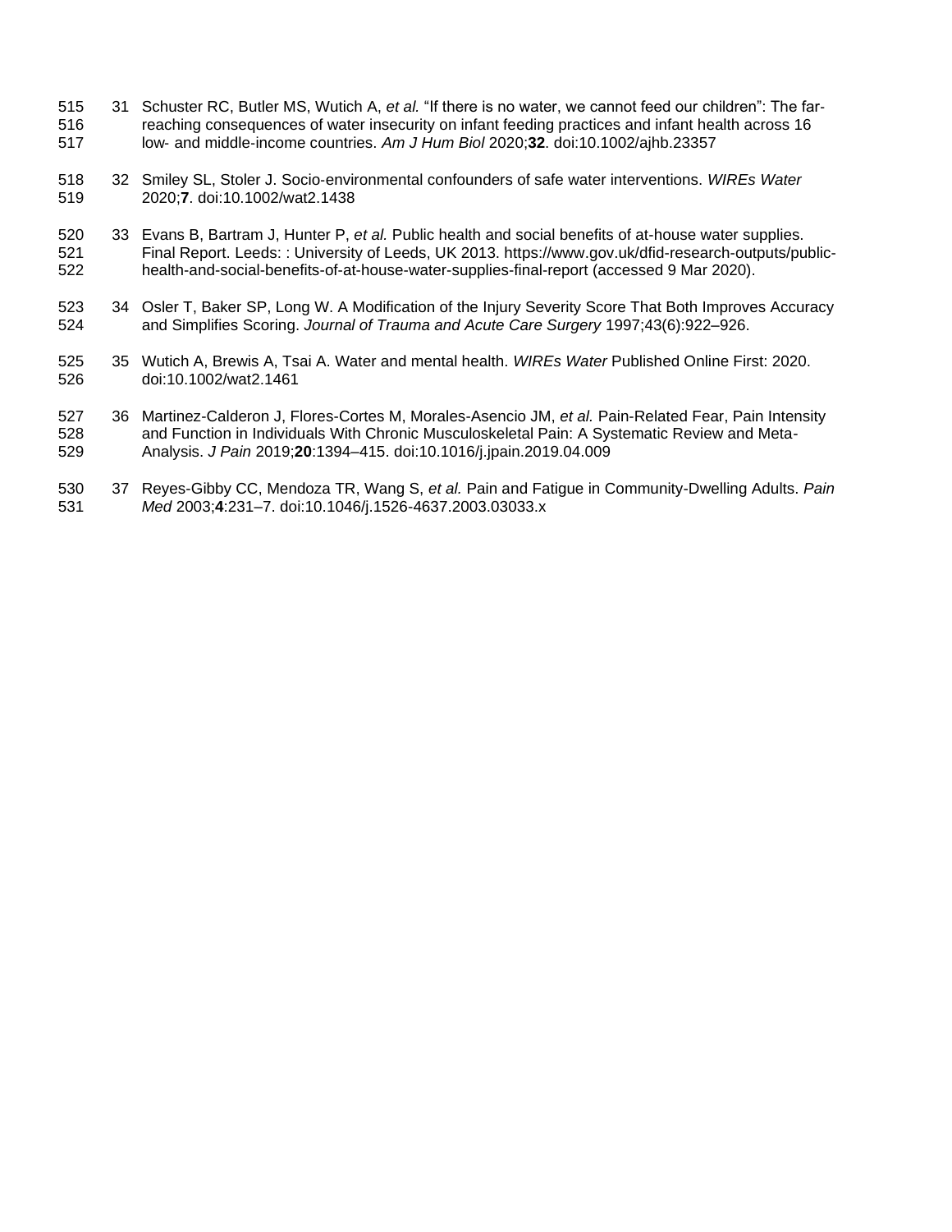31 Schuster RC, Butler MS, Wutich A, *et al.* "If there is no water, we cannot feed our children": The far-reaching consequences of water insecurity on infant feeding practices and infant health across 16 low- and middle-income countries. *Am J Hum Biol* 2020;**32**. doi:10.1002/ajhb.23357

32 Smiley SL, Stoler J. Socio-environmental confounders of safe water interventions. *WIREs Water* 2020;**7**. doi:10.1002/wat2.1438

33 Evans B, Bartram J, Hunter P, *et al.* Public health and social benefits of at-house water supplies. Final Report. Leeds: : University of Leeds, UK 2013. https://www.gov.uk/dfid-research-outputs/public-health-and-social-benefits-of-at-house-water-supplies-final-report (accessed 9 Mar 2020).

34 Osler T, Baker SP, Long W. A Modification of the Injury Severity Score That Both Improves Accuracy and Simplifies Scoring. *Journal of Trauma and Acute Care Surgery* 1997;43(6):922–926.

35 Wutich A, Brewis A, Tsai A. Water and mental health. *WIREs Water* Published Online First: 2020. doi:10.1002/wat2.1461

36 Martinez-Calderon J, Flores-Cortes M, Morales-Asencio JM, *et al.* Pain-Related Fear, Pain Intensity and Function in Individuals With Chronic Musculoskeletal Pain: A Systematic Review and Meta-Analysis. *J Pain* 2019;**20**:1394–415. doi:10.1016/j.jpain.2019.04.009

37 Reyes-Gibby CC, Mendoza TR, Wang S, *et al.* Pain and Fatigue in Community-Dwelling Adults. *Pain Med* 2003;**4**:231–7. doi:10.1046/j.1526-4637.2003.03033.x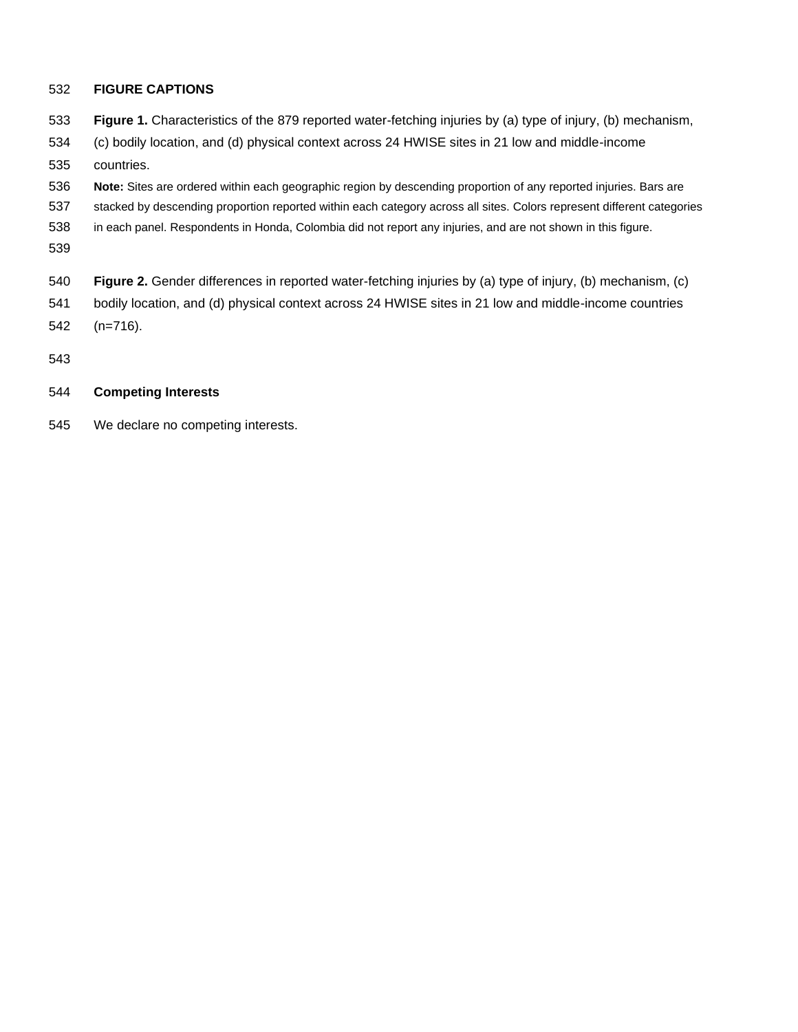## FIGURE CAPTIONS

**Figure 1.** Characteristics of the 879 reported water-fetching injuries by (a) type of injury, (b) mechanism, (c) bodily location, and (d) physical context across 24 HWISE sites in 21 low and middle-income countries.

**Note:** Sites are ordered within each geographic region by descending proportion of any reported injuries. Bars are stacked by descending proportion reported within each category across all sites. Colors represent different categories in each panel. Respondents in Honda, Colombia did not report any injuries, and are not shown in this figure.

**Figure 2.** Gender differences in reported water-fetching injuries by (a) type of injury, (b) mechanism, (c) bodily location, and (d) physical context across 24 HWISE sites in 21 low and middle-income countries (n=716).

## Competing Interests

We declare no competing interests.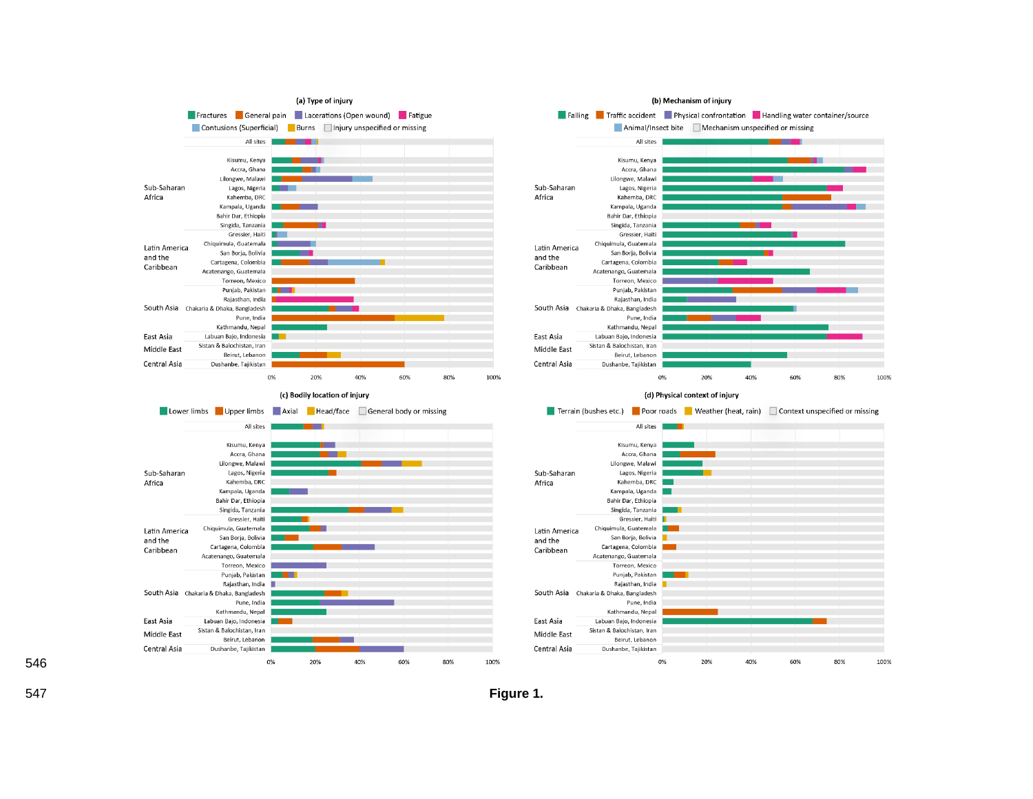**Figure 1.**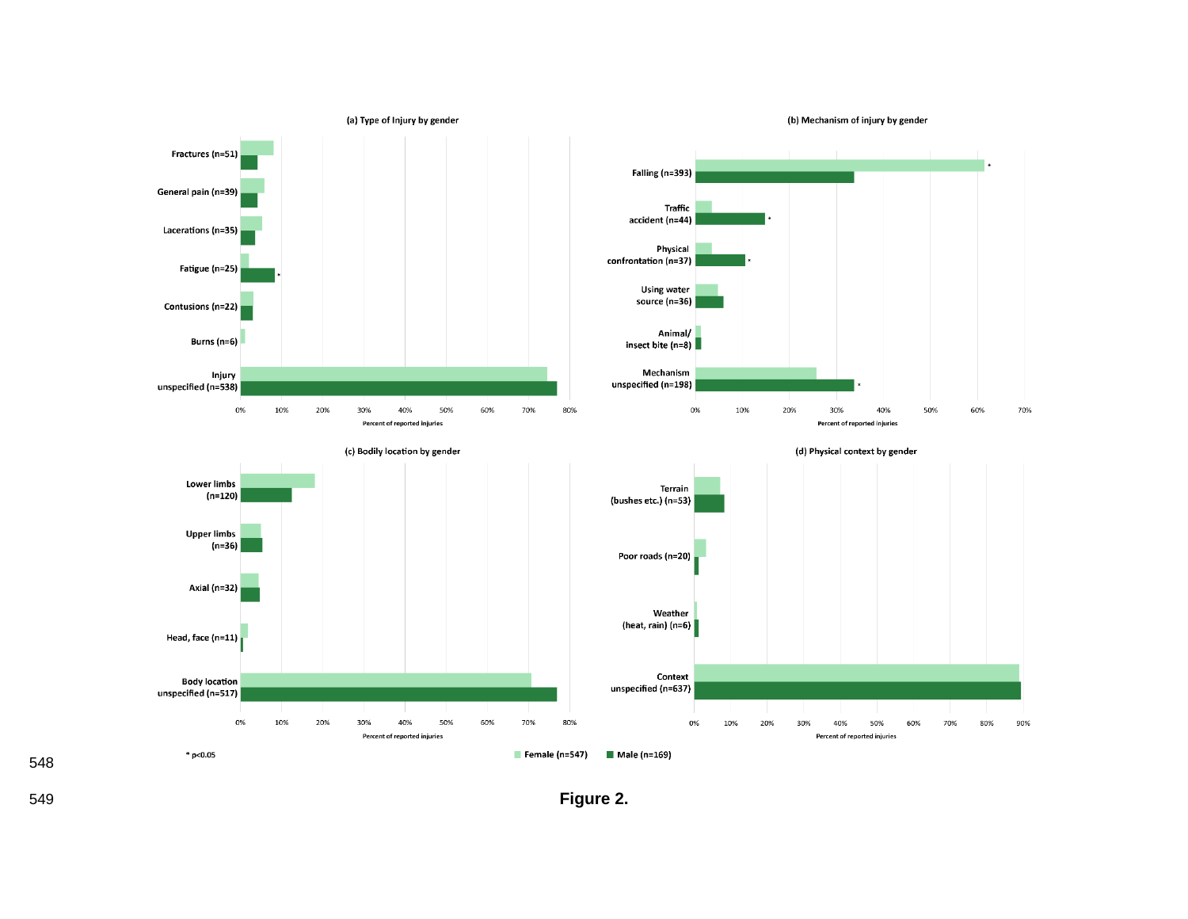(a) Type of Injury by gender

Fractures (n=51)
General pain (n=39)
Lacerations (n=35)
Fatigue (n=25) *
Contusions (n=22)
Burns (n=6)
Injury unspecified (n=538)

0% 10% 20% 30% 40% 50% 60% 70% 80%

Percent of reported injuries

(b) Mechanism of injury by gender

Falling (n=393) *
Traffic accident (n=44) *
Physical confrontation (n=37) *
Using water source (n=36)
Animal/ insect bite (n=8)
Mechanism unspecified (n=198) *

0% 10% 20% 30% 40% 50% 60% 70%

Percent of reported injuries

(c) Bodily location by gender

Lower limbs (n=120)
Upper limbs (n=36)
Axial (n=32)
Head, face (n=11)
Body location unspecified (n=517)

0% 10% 20% 30% 40% 50% 60% 70% 80%

Percent of reported injuries

(d) Physical context by gender

Terrain (bushes etc.) (n=53)
Poor roads (n=20)
Weather (heat, rain) (n=6)
Context unspecified (n=637)

0% 10% 20% 30% 40% 50% 60% 70% 80% 90%

Percent of reported injuries

* p<0.05

Female (n=547) Male (n=169)

**Figure 2.**